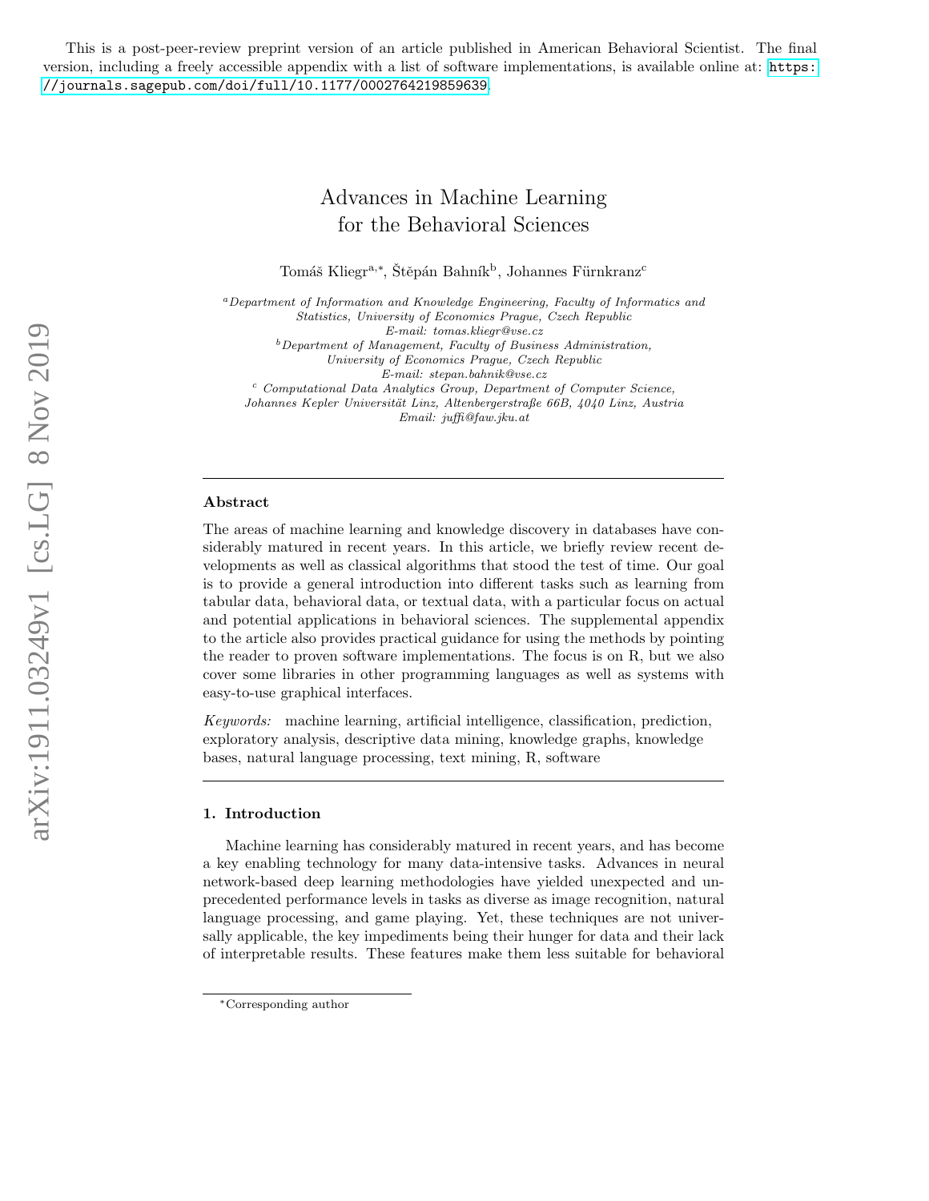This is a post-peer-review preprint version of an article published in American Behavioral Scientist. The final version, including a freely accessible appendix with a list of software implementations, is available online at: https://journals.sagepub.com/doi/full/10.1177/0002764219859639.

# Advances in Machine Learning for the Behavioral Sciences

Tomáš Kliegr[a,*], Štěpán Bahník[b], Johannes Fürnkranz[c]

[a]Department of Information and Knowledge Engineering, Faculty of Informatics and Statistics, University of Economics Prague, Czech Republic
E-mail: tomas.kliegr@vse.cz

[b]Department of Management, Faculty of Business Administration, University of Economics Prague, Czech Republic
E-mail: stepan.bahnik@vse.cz

[c] Computational Data Analytics Group, Department of Computer Science, Johannes Kepler Universität Linz, Altenbergerstraße 66B, 4040 Linz, Austria
Email: juffi@faw.jku.at

## Abstract

The areas of machine learning and knowledge discovery in databases have considerably matured in recent years. In this article, we briefly review recent developments as well as classical algorithms that stood the test of time. Our goal is to provide a general introduction into different tasks such as learning from tabular data, behavioral data, or textual data, with a particular focus on actual and potential applications in behavioral sciences. The supplemental appendix to the article also provides practical guidance for using the methods by pointing the reader to proven software implementations. The focus is on R, but we also cover some libraries in other programming languages as well as systems with easy-to-use graphical interfaces.

*Keywords:* machine learning, artificial intelligence, classification, prediction, exploratory analysis, descriptive data mining, knowledge graphs, knowledge bases, natural language processing, text mining, R, software

## 1. Introduction

Machine learning has considerably matured in recent years, and has become a key enabling technology for many data-intensive tasks. Advances in neural network-based deep learning methodologies have yielded unexpected and unprecedented performance levels in tasks as diverse as image recognition, natural language processing, and game playing. Yet, these techniques are not universally applicable, the key impediments being their hunger for data and their lack of interpretable results. These features make them less suitable for behavioral

*Corresponding author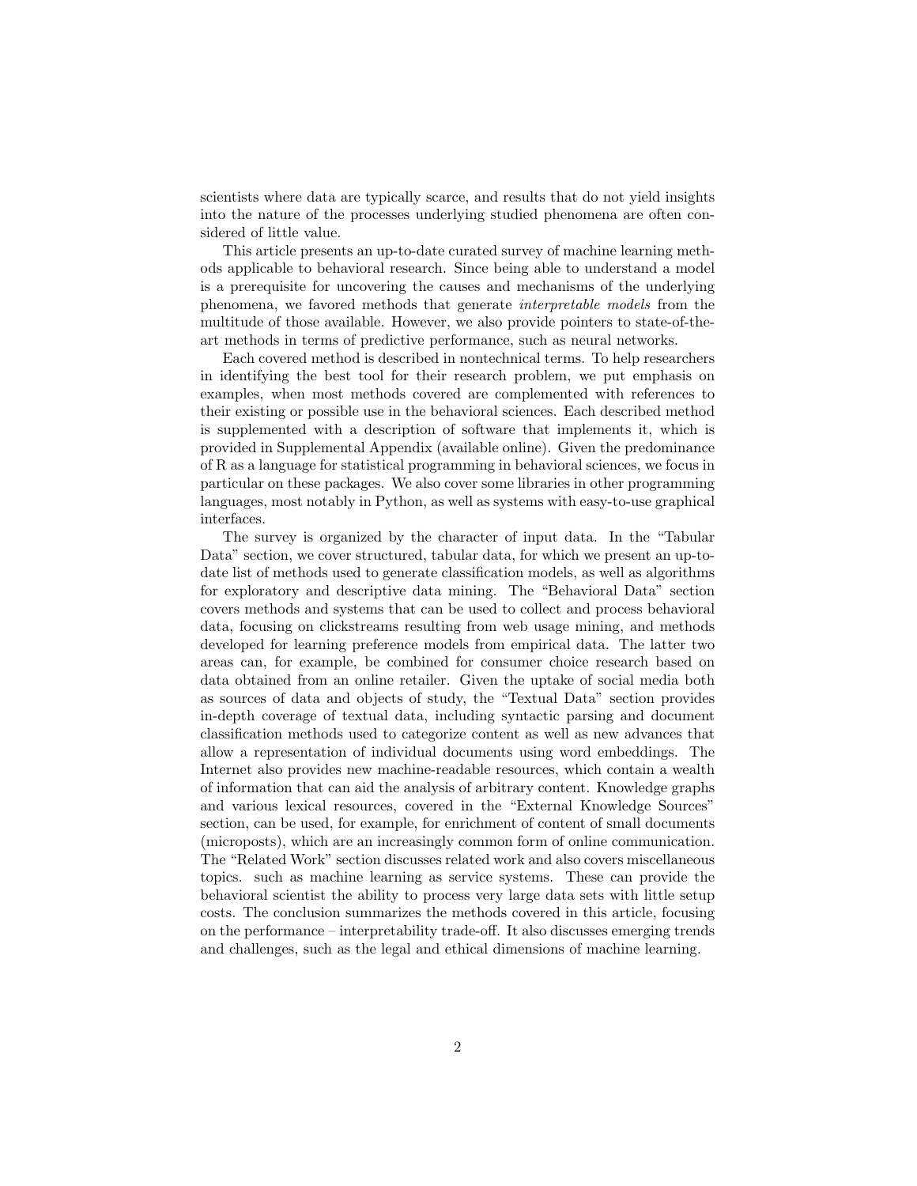scientists where data are typically scarce, and results that do not yield insights into the nature of the processes underlying studied phenomena are often considered of little value.

This article presents an up-to-date curated survey of machine learning methods applicable to behavioral research. Since being able to understand a model is a prerequisite for uncovering the causes and mechanisms of the underlying phenomena, we favored methods that generate *interpretable models* from the multitude of those available. However, we also provide pointers to state-of-the-art methods in terms of predictive performance, such as neural networks.

Each covered method is described in nontechnical terms. To help researchers in identifying the best tool for their research problem, we put emphasis on examples, when most methods covered are complemented with references to their existing or possible use in the behavioral sciences. Each described method is supplemented with a description of software that implements it, which is provided in Supplemental Appendix (available online). Given the predominance of R as a language for statistical programming in behavioral sciences, we focus in particular on these packages. We also cover some libraries in other programming languages, most notably in Python, as well as systems with easy-to-use graphical interfaces.

The survey is organized by the character of input data. In the "Tabular Data" section, we cover structured, tabular data, for which we present an up-to-date list of methods used to generate classification models, as well as algorithms for exploratory and descriptive data mining. The "Behavioral Data" section covers methods and systems that can be used to collect and process behavioral data, focusing on clickstreams resulting from web usage mining, and methods developed for learning preference models from empirical data. The latter two areas can, for example, be combined for consumer choice research based on data obtained from an online retailer. Given the uptake of social media both as sources of data and objects of study, the "Textual Data" section provides in-depth coverage of textual data, including syntactic parsing and document classification methods used to categorize content as well as new advances that allow a representation of individual documents using word embeddings. The Internet also provides new machine-readable resources, which contain a wealth of information that can aid the analysis of arbitrary content. Knowledge graphs and various lexical resources, covered in the "External Knowledge Sources" section, can be used, for example, for enrichment of content of small documents (microposts), which are an increasingly common form of online communication. The "Related Work" section discusses related work and also covers miscellaneous topics. such as machine learning as service systems. These can provide the behavioral scientist the ability to process very large data sets with little setup costs. The conclusion summarizes the methods covered in this article, focusing on the performance – interpretability trade-off. It also discusses emerging trends and challenges, such as the legal and ethical dimensions of machine learning.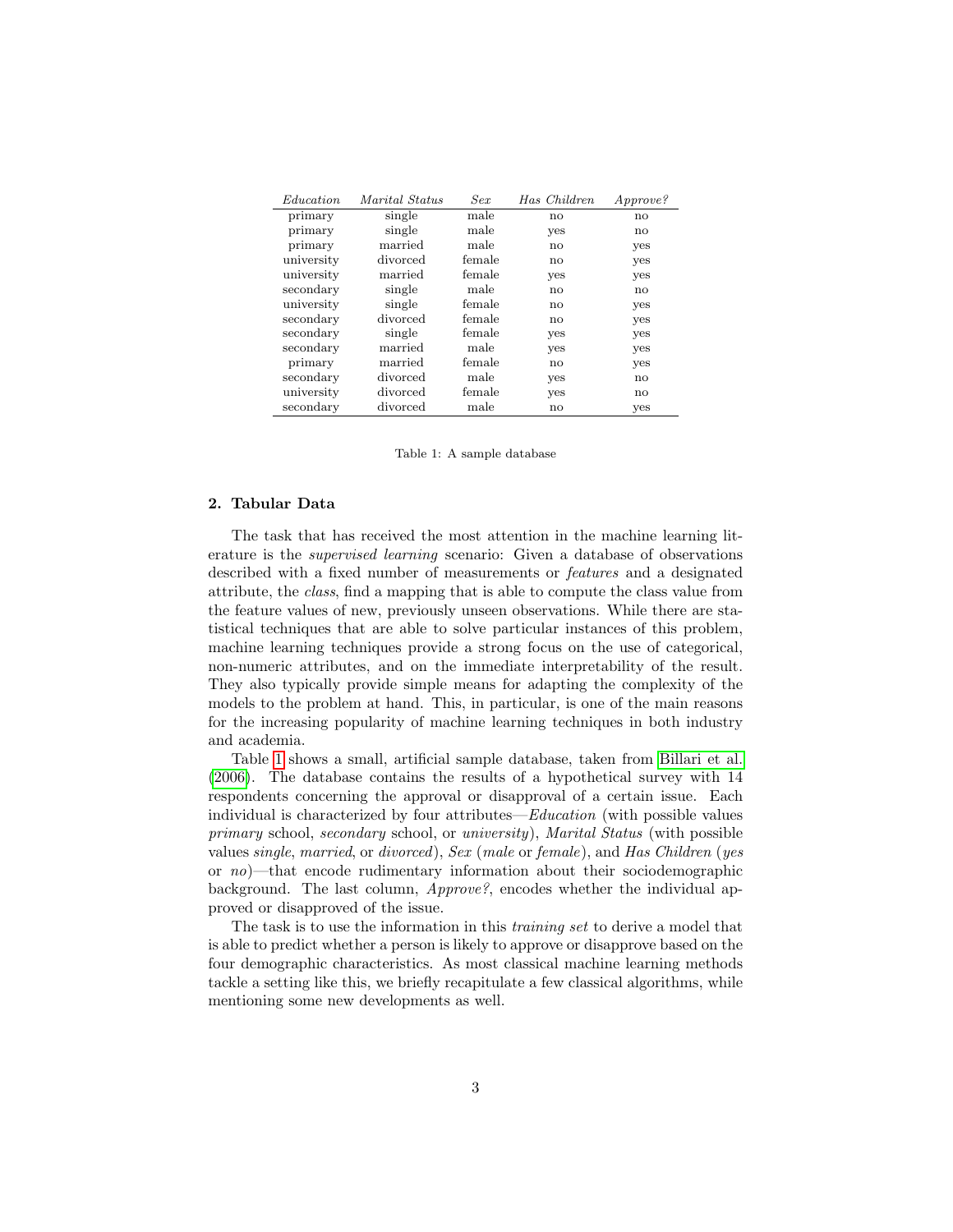| *Education* | *Marital Status* | *Sex* | *Has Children* | *Approve?* |
|---|---|---|---|---|
| primary | single | male | no | no |
| primary | single | male | yes | no |
| primary | married | male | no | yes |
| university | divorced | female | no | yes |
| university | married | female | yes | yes |
| secondary | single | male | no | no |
| university | single | female | no | yes |
| secondary | divorced | female | no | yes |
| secondary | single | female | yes | yes |
| secondary | married | male | yes | yes |
| primary | married | female | no | yes |
| secondary | divorced | male | yes | no |
| university | divorced | female | yes | no |
| secondary | divorced | male | no | yes |

Table 1: A sample database

## 2. Tabular Data

The task that has received the most attention in the machine learning literature is the *supervised learning* scenario: Given a database of observations described with a fixed number of measurements or *features* and a designated attribute, the *class*, find a mapping that is able to compute the class value from the feature values of new, previously unseen observations. While there are statistical techniques that are able to solve particular instances of this problem, machine learning techniques provide a strong focus on the use of categorical, non-numeric attributes, and on the immediate interpretability of the result. They also typically provide simple means for adapting the complexity of the models to the problem at hand. This, in particular, is one of the main reasons for the increasing popularity of machine learning techniques in both industry and academia.

Table 1 shows a small, artificial sample database, taken from Billari et al. (2006). The database contains the results of a hypothetical survey with 14 respondents concerning the approval or disapproval of a certain issue. Each individual is characterized by four attributes—*Education* (with possible values *primary* school, *secondary* school, or *university*), *Marital Status* (with possible values *single*, *married*, or *divorced*), *Sex* (*male* or *female*), and *Has Children* (*yes* or *no*)—that encode rudimentary information about their sociodemographic background. The last column, *Approve?*, encodes whether the individual approved or disapproved of the issue.

The task is to use the information in this *training set* to derive a model that is able to predict whether a person is likely to approve or disapprove based on the four demographic characteristics. As most classical machine learning methods tackle a setting like this, we briefly recapitulate a few classical algorithms, while mentioning some new developments as well.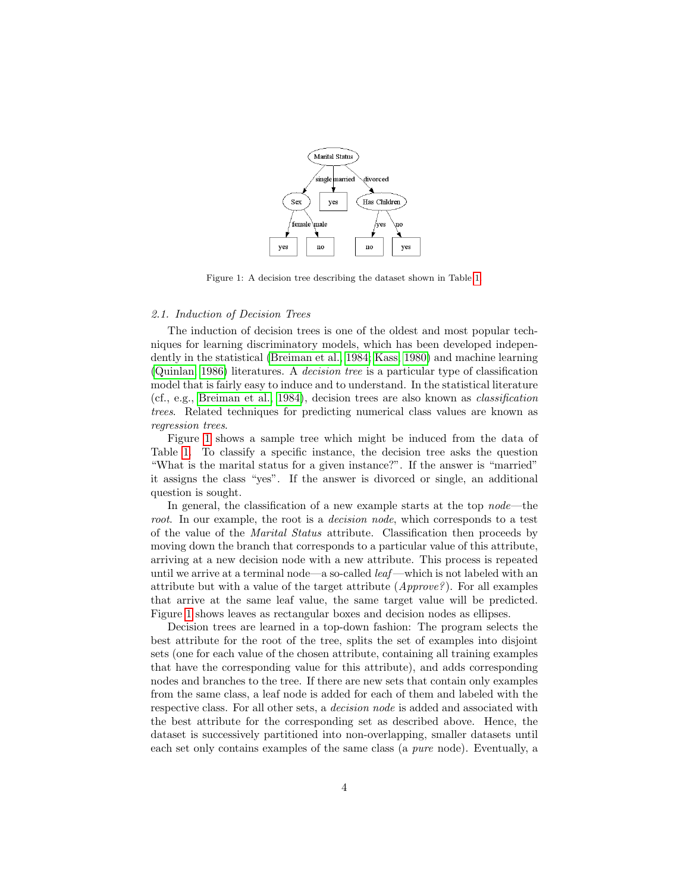Marital Status

single married divorced

Sex

yes

Has Children

female male

yes no

yes

no

no

yes

Figure 1: A decision tree describing the dataset shown in Table 1

*2.1. Induction of Decision Trees*

The induction of decision trees is one of the oldest and most popular techniques for learning discriminatory models, which has been developed independently in the statistical (Breiman et al., 1984; Kass, 1980) and machine learning (Quinlan, 1986) literatures. A *decision tree* is a particular type of classification model that is fairly easy to induce and to understand. In the statistical literature (cf., e.g., Breiman et al., 1984), decision trees are also known as *classification trees*. Related techniques for predicting numerical class values are known as *regression trees*.

Figure 1 shows a sample tree which might be induced from the data of Table 1. To classify a specific instance, the decision tree asks the question "What is the marital status for a given instance?". If the answer is "married" it assigns the class "yes". If the answer is divorced or single, an additional question is sought.

In general, the classification of a new example starts at the top *node*—the *root*. In our example, the root is a *decision node*, which corresponds to a test of the value of the *Marital Status* attribute. Classification then proceeds by moving down the branch that corresponds to a particular value of this attribute, arriving at a new decision node with a new attribute. This process is repeated until we arrive at a terminal node—a so-called *leaf*—which is not labeled with an attribute but with a value of the target attribute (*Approve?*). For all examples that arrive at the same leaf value, the same target value will be predicted. Figure 1 shows leaves as rectangular boxes and decision nodes as ellipses.

Decision trees are learned in a top-down fashion: The program selects the best attribute for the root of the tree, splits the set of examples into disjoint sets (one for each value of the chosen attribute, containing all training examples that have the corresponding value for this attribute), and adds corresponding nodes and branches to the tree. If there are new sets that contain only examples from the same class, a leaf node is added for each of them and labeled with the respective class. For all other sets, a *decision node* is added and associated with the best attribute for the corresponding set as described above. Hence, the dataset is successively partitioned into non-overlapping, smaller datasets until each set only contains examples of the same class (a *pure* node). Eventually, a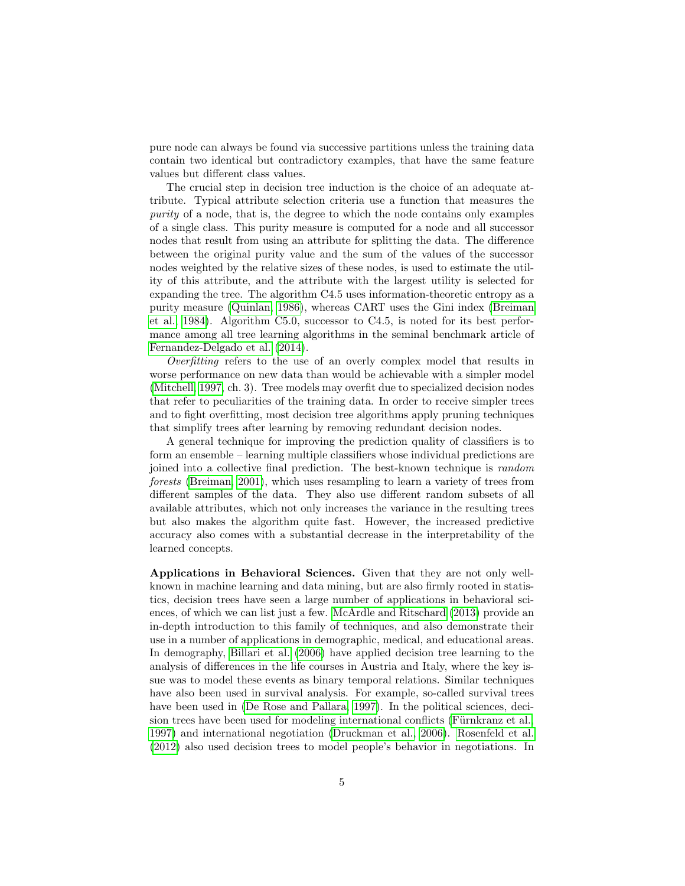pure node can always be found via successive partitions unless the training data contain two identical but contradictory examples, that have the same feature values but different class values.

The crucial step in decision tree induction is the choice of an adequate attribute. Typical attribute selection criteria use a function that measures the *purity* of a node, that is, the degree to which the node contains only examples of a single class. This purity measure is computed for a node and all successor nodes that result from using an attribute for splitting the data. The difference between the original purity value and the sum of the values of the successor nodes weighted by the relative sizes of these nodes, is used to estimate the utility of this attribute, and the attribute with the largest utility is selected for expanding the tree. The algorithm C4.5 uses information-theoretic entropy as a purity measure (Quinlan, 1986), whereas CART uses the Gini index (Breiman et al., 1984). Algorithm C5.0, successor to C4.5, is noted for its best performance among all tree learning algorithms in the seminal benchmark article of Fernandez-Delgado et al. (2014).

*Overfitting* refers to the use of an overly complex model that results in worse performance on new data than would be achievable with a simpler model (Mitchell, 1997, ch. 3). Tree models may overfit due to specialized decision nodes that refer to peculiarities of the training data. In order to receive simpler trees and to fight overfitting, most decision tree algorithms apply pruning techniques that simplify trees after learning by removing redundant decision nodes.

A general technique for improving the prediction quality of classifiers is to form an ensemble – learning multiple classifiers whose individual predictions are joined into a collective final prediction. The best-known technique is *random forests* (Breiman, 2001), which uses resampling to learn a variety of trees from different samples of the data. They also use different random subsets of all available attributes, which not only increases the variance in the resulting trees but also makes the algorithm quite fast. However, the increased predictive accuracy also comes with a substantial decrease in the interpretability of the learned concepts.

**Applications in Behavioral Sciences.** Given that they are not only well-known in machine learning and data mining, but are also firmly rooted in statistics, decision trees have seen a large number of applications in behavioral sciences, of which we can list just a few. McArdle and Ritschard (2013) provide an in-depth introduction to this family of techniques, and also demonstrate their use in a number of applications in demographic, medical, and educational areas. In demography, Billari et al. (2006) have applied decision tree learning to the analysis of differences in the life courses in Austria and Italy, where the key issue was to model these events as binary temporal relations. Similar techniques have also been used in survival analysis. For example, so-called survival trees have been used in (De Rose and Pallara, 1997). In the political sciences, decision trees have been used for modeling international conflicts (Fürnkranz et al., 1997) and international negotiation (Druckman et al., 2006). Rosenfeld et al. (2012) also used decision trees to model people's behavior in negotiations. In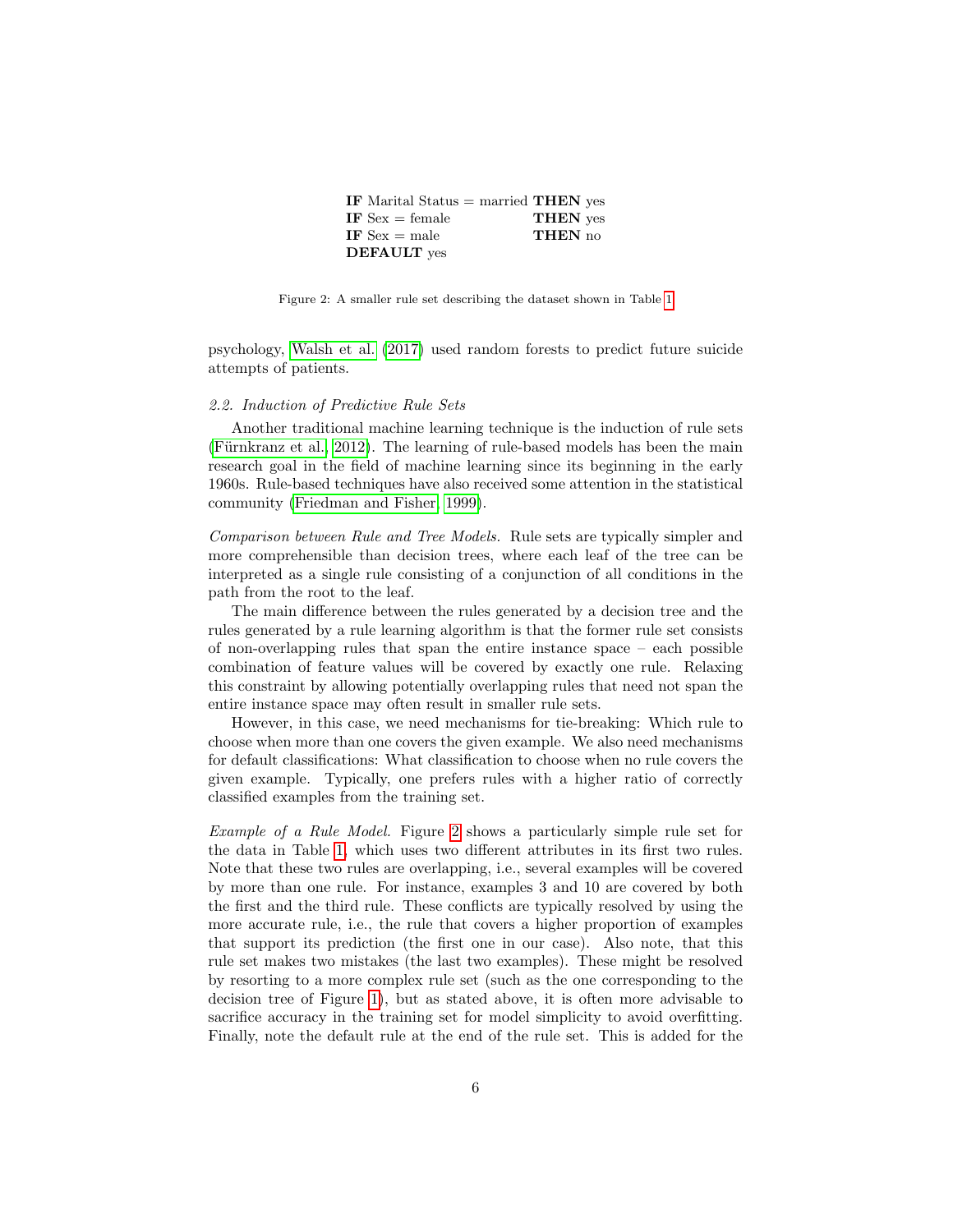**IF** Marital Status = married **THEN** yes
**IF** Sex = female **THEN** yes
**IF** Sex = male **THEN** no
**DEFAULT** yes

Figure 2: A smaller rule set describing the dataset shown in Table 1

psychology, Walsh et al. (2017) used random forests to predict future suicide attempts of patients.

### 2.2. Induction of Predictive Rule Sets

Another traditional machine learning technique is the induction of rule sets (Fürnkranz et al., 2012). The learning of rule-based models has been the main research goal in the field of machine learning since its beginning in the early 1960s. Rule-based techniques have also received some attention in the statistical community (Friedman and Fisher, 1999).

*Comparison between Rule and Tree Models.* Rule sets are typically simpler and more comprehensible than decision trees, where each leaf of the tree can be interpreted as a single rule consisting of a conjunction of all conditions in the path from the root to the leaf.

The main difference between the rules generated by a decision tree and the rules generated by a rule learning algorithm is that the former rule set consists of non-overlapping rules that span the entire instance space – each possible combination of feature values will be covered by exactly one rule. Relaxing this constraint by allowing potentially overlapping rules that need not span the entire instance space may often result in smaller rule sets.

However, in this case, we need mechanisms for tie-breaking: Which rule to choose when more than one covers the given example. We also need mechanisms for default classifications: What classification to choose when no rule covers the given example. Typically, one prefers rules with a higher ratio of correctly classified examples from the training set.

*Example of a Rule Model.* Figure 2 shows a particularly simple rule set for the data in Table 1, which uses two different attributes in its first two rules. Note that these two rules are overlapping, i.e., several examples will be covered by more than one rule. For instance, examples 3 and 10 are covered by both the first and the third rule. These conflicts are typically resolved by using the more accurate rule, i.e., the rule that covers a higher proportion of examples that support its prediction (the first one in our case). Also note, that this rule set makes two mistakes (the last two examples). These might be resolved by resorting to a more complex rule set (such as the one corresponding to the decision tree of Figure 1), but as stated above, it is often more advisable to sacrifice accuracy in the training set for model simplicity to avoid overfitting. Finally, note the default rule at the end of the rule set. This is added for the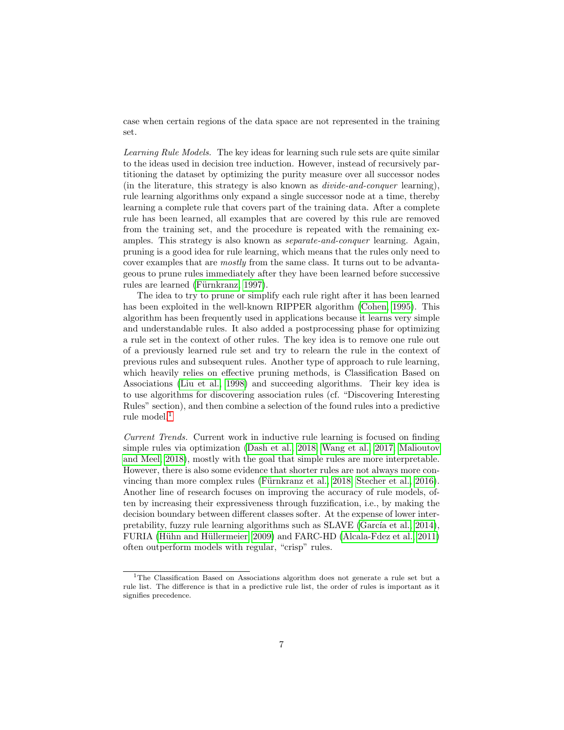case when certain regions of the data space are not represented in the training set.

*Learning Rule Models.* The key ideas for learning such rule sets are quite similar to the ideas used in decision tree induction. However, instead of recursively partitioning the dataset by optimizing the purity measure over all successor nodes (in the literature, this strategy is also known as *divide-and-conquer* learning), rule learning algorithms only expand a single successor node at a time, thereby learning a complete rule that covers part of the training data. After a complete rule has been learned, all examples that are covered by this rule are removed from the training set, and the procedure is repeated with the remaining examples. This strategy is also known as *separate-and-conquer* learning. Again, pruning is a good idea for rule learning, which means that the rules only need to cover examples that are *mostly* from the same class. It turns out to be advantageous to prune rules immediately after they have been learned before successive rules are learned (Fürnkranz, 1997).

The idea to try to prune or simplify each rule right after it has been learned has been exploited in the well-known RIPPER algorithm (Cohen, 1995). This algorithm has been frequently used in applications because it learns very simple and understandable rules. It also added a postprocessing phase for optimizing a rule set in the context of other rules. The key idea is to remove one rule out of a previously learned rule set and try to relearn the rule in the context of previous rules and subsequent rules. Another type of approach to rule learning, which heavily relies on effective pruning methods, is Classification Based on Associations (Liu et al., 1998) and succeeding algorithms. Their key idea is to use algorithms for discovering association rules (cf. "Discovering Interesting Rules" section), and then combine a selection of the found rules into a predictive rule model.[1]

*Current Trends.* Current work in inductive rule learning is focused on finding simple rules via optimization (Dash et al., 2018; Wang et al., 2017; Malioutov and Meel, 2018), mostly with the goal that simple rules are more interpretable. However, there is also some evidence that shorter rules are not always more convincing than more complex rules (Fürnkranz et al., 2018; Stecher et al., 2016). Another line of research focuses on improving the accuracy of rule models, often by increasing their expressiveness through fuzzification, i.e., by making the decision boundary between different classes softer. At the expense of lower interpretability, fuzzy rule learning algorithms such as SLAVE (García et al., 2014), FURIA (Hühn and Hüllermeier, 2009) and FARC-HD (Alcala-Fdez et al., 2011) often outperform models with regular, "crisp" rules.

[1] The Classification Based on Associations algorithm does not generate a rule set but a rule list. The difference is that in a predictive rule list, the order of rules is important as it signifies precedence.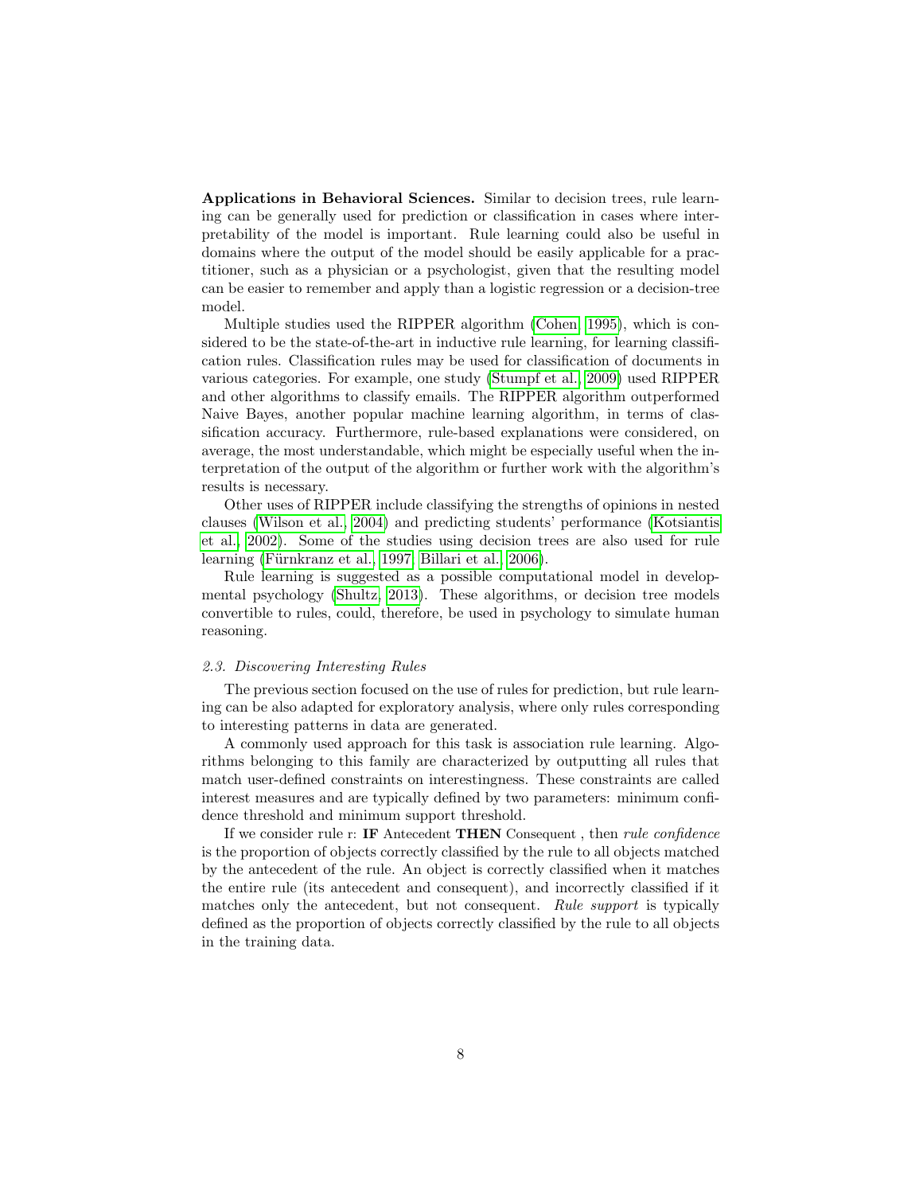**Applications in Behavioral Sciences.** Similar to decision trees, rule learning can be generally used for prediction or classification in cases where interpretability of the model is important. Rule learning could also be useful in domains where the output of the model should be easily applicable for a practitioner, such as a physician or a psychologist, given that the resulting model can be easier to remember and apply than a logistic regression or a decision-tree model.

Multiple studies used the RIPPER algorithm (Cohen, 1995), which is considered to be the state-of-the-art in inductive rule learning, for learning classification rules. Classification rules may be used for classification of documents in various categories. For example, one study (Stumpf et al., 2009) used RIPPER and other algorithms to classify emails. The RIPPER algorithm outperformed Naive Bayes, another popular machine learning algorithm, in terms of classification accuracy. Furthermore, rule-based explanations were considered, on average, the most understandable, which might be especially useful when the interpretation of the output of the algorithm or further work with the algorithm's results is necessary.

Other uses of RIPPER include classifying the strengths of opinions in nested clauses (Wilson et al., 2004) and predicting students' performance (Kotsiantis et al., 2002). Some of the studies using decision trees are also used for rule learning (Fürnkranz et al., 1997; Billari et al., 2006).

Rule learning is suggested as a possible computational model in developmental psychology (Shultz, 2013). These algorithms, or decision tree models convertible to rules, could, therefore, be used in psychology to simulate human reasoning.

### *2.3. Discovering Interesting Rules*

The previous section focused on the use of rules for prediction, but rule learning can be also adapted for exploratory analysis, where only rules corresponding to interesting patterns in data are generated.

A commonly used approach for this task is association rule learning. Algorithms belonging to this family are characterized by outputting all rules that match user-defined constraints on interestingness. These constraints are called interest measures and are typically defined by two parameters: minimum confidence threshold and minimum support threshold.

If we consider rule r: **IF** Antecedent **THEN** Consequent , then *rule confidence* is the proportion of objects correctly classified by the rule to all objects matched by the antecedent of the rule. An object is correctly classified when it matches the entire rule (its antecedent and consequent), and incorrectly classified if it matches only the antecedent, but not consequent. *Rule support* is typically defined as the proportion of objects correctly classified by the rule to all objects in the training data.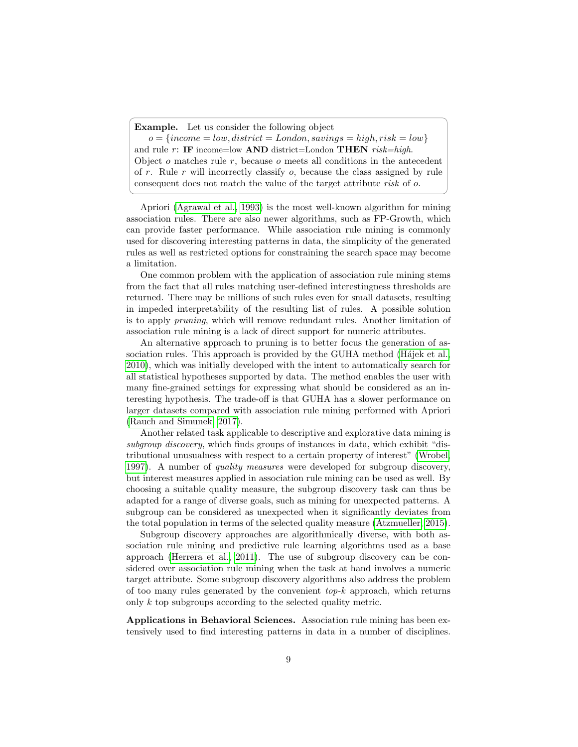**Example.** Let us consider the following object
$o = \{income = low, district = London, savings = high, risk = low\}$
and rule $r$: **IF** income=low **AND** district=London **THEN** *risk=high*.
Object $o$ matches rule $r$, because $o$ meets all conditions in the antecedent of $r$. Rule $r$ will incorrectly classify $o$, because the class assigned by rule consequent does not match the value of the target attribute *risk* of $o$.

Apriori (Agrawal et al., 1993) is the most well-known algorithm for mining association rules. There are also newer algorithms, such as FP-Growth, which can provide faster performance. While association rule mining is commonly used for discovering interesting patterns in data, the simplicity of the generated rules as well as restricted options for constraining the search space may become a limitation.

One common problem with the application of association rule mining stems from the fact that all rules matching user-defined interestingness thresholds are returned. There may be millions of such rules even for small datasets, resulting in impeded interpretability of the resulting list of rules. A possible solution is to apply *pruning*, which will remove redundant rules. Another limitation of association rule mining is a lack of direct support for numeric attributes.

An alternative approach to pruning is to better focus the generation of association rules. This approach is provided by the GUHA method (Hájek et al., 2010), which was initially developed with the intent to automatically search for all statistical hypotheses supported by data. The method enables the user with many fine-grained settings for expressing what should be considered as an interesting hypothesis. The trade-off is that GUHA has a slower performance on larger datasets compared with association rule mining performed with Apriori (Rauch and Simunek, 2017).

Another related task applicable to descriptive and explorative data mining is *subgroup discovery*, which finds groups of instances in data, which exhibit "distributional unusualness with respect to a certain property of interest" (Wrobel, 1997). A number of *quality measures* were developed for subgroup discovery, but interest measures applied in association rule mining can be used as well. By choosing a suitable quality measure, the subgroup discovery task can thus be adapted for a range of diverse goals, such as mining for unexpected patterns. A subgroup can be considered as unexpected when it significantly deviates from the total population in terms of the selected quality measure (Atzmueller, 2015).

Subgroup discovery approaches are algorithmically diverse, with both association rule mining and predictive rule learning algorithms used as a base approach (Herrera et al., 2011). The use of subgroup discovery can be considered over association rule mining when the task at hand involves a numeric target attribute. Some subgroup discovery algorithms also address the problem of too many rules generated by the convenient *top-k* approach, which returns only $k$ top subgroups according to the selected quality metric.

**Applications in Behavioral Sciences.** Association rule mining has been extensively used to find interesting patterns in data in a number of disciplines.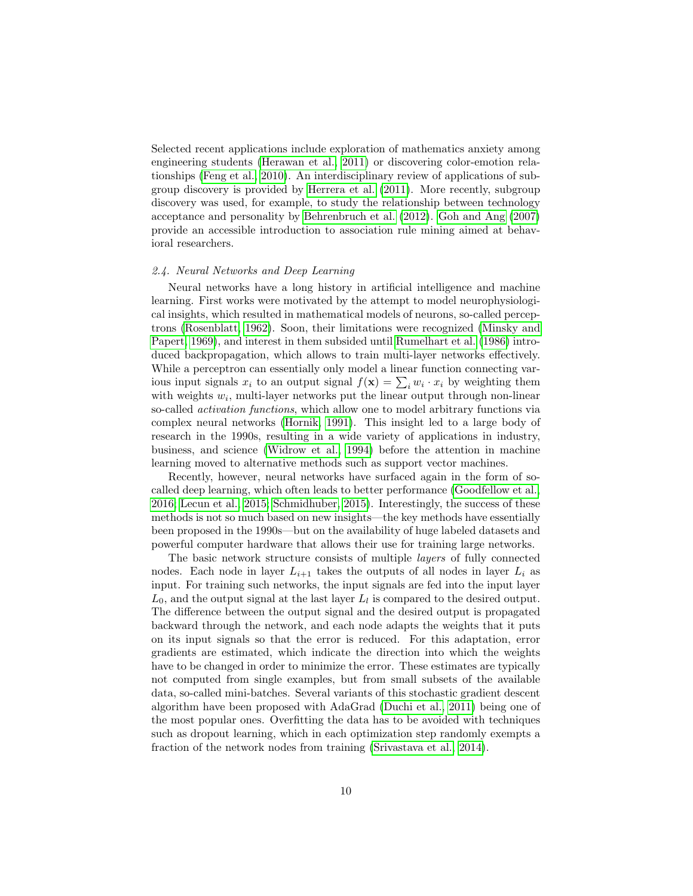Selected recent applications include exploration of mathematics anxiety among engineering students (Herawan et al., 2011) or discovering color-emotion relationships (Feng et al., 2010). An interdisciplinary review of applications of subgroup discovery is provided by Herrera et al. (2011). More recently, subgroup discovery was used, for example, to study the relationship between technology acceptance and personality by Behrenbruch et al. (2012). Goh and Ang (2007) provide an accessible introduction to association rule mining aimed at behavioral researchers.

### *2.4. Neural Networks and Deep Learning*

Neural networks have a long history in artificial intelligence and machine learning. First works were motivated by the attempt to model neurophysiological insights, which resulted in mathematical models of neurons, so-called perceptrons (Rosenblatt, 1962). Soon, their limitations were recognized (Minsky and Papert, 1969), and interest in them subsided until Rumelhart et al. (1986) introduced backpropagation, which allows to train multi-layer networks effectively. While a perceptron can essentially only model a linear function connecting various input signals $x_i$ to an output signal $f(\mathbf{x}) = \sum_i w_i \cdot x_i$ by weighting them with weights $w_i$, multi-layer networks put the linear output through non-linear so-called *activation functions*, which allow one to model arbitrary functions via complex neural networks (Hornik, 1991). This insight led to a large body of research in the 1990s, resulting in a wide variety of applications in industry, business, and science (Widrow et al., 1994) before the attention in machine learning moved to alternative methods such as support vector machines.

Recently, however, neural networks have surfaced again in the form of so-called deep learning, which often leads to better performance (Goodfellow et al., 2016; Lecun et al., 2015; Schmidhuber, 2015). Interestingly, the success of these methods is not so much based on new insights—the key methods have essentially been proposed in the 1990s—but on the availability of huge labeled datasets and powerful computer hardware that allows their use for training large networks.

The basic network structure consists of multiple *layers* of fully connected nodes. Each node in layer $L_{i+1}$ takes the outputs of all nodes in layer $L_i$ as input. For training such networks, the input signals are fed into the input layer $L_0$, and the output signal at the last layer $L_l$ is compared to the desired output. The difference between the output signal and the desired output is propagated backward through the network, and each node adapts the weights that it puts on its input signals so that the error is reduced. For this adaptation, error gradients are estimated, which indicate the direction into which the weights have to be changed in order to minimize the error. These estimates are typically not computed from single examples, but from small subsets of the available data, so-called mini-batches. Several variants of this stochastic gradient descent algorithm have been proposed with AdaGrad (Duchi et al., 2011) being one of the most popular ones. Overfitting the data has to be avoided with techniques such as dropout learning, which in each optimization step randomly exempts a fraction of the network nodes from training (Srivastava et al., 2014).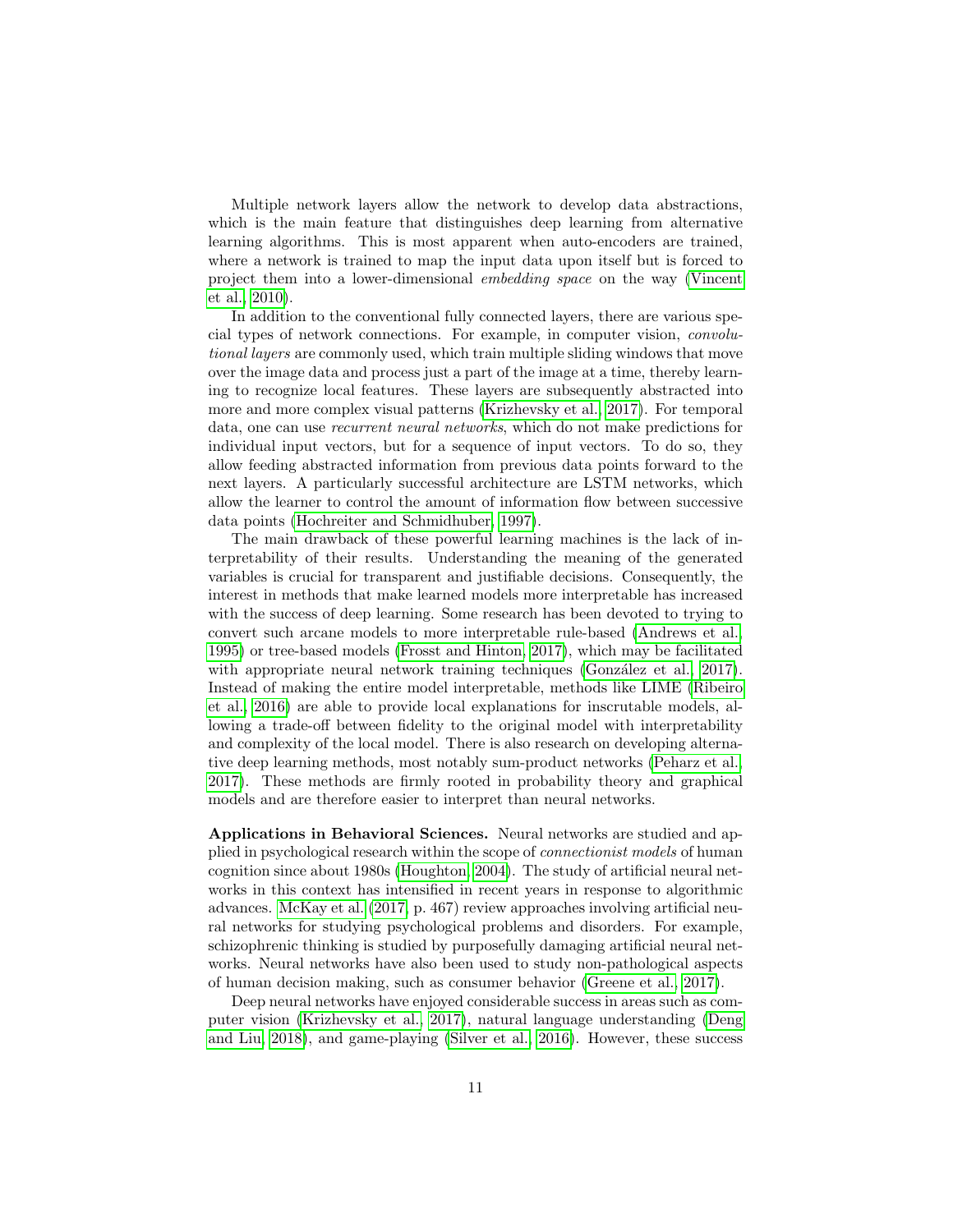Multiple network layers allow the network to develop data abstractions, which is the main feature that distinguishes deep learning from alternative learning algorithms. This is most apparent when auto-encoders are trained, where a network is trained to map the input data upon itself but is forced to project them into a lower-dimensional *embedding space* on the way (Vincent et al., 2010).

In addition to the conventional fully connected layers, there are various special types of network connections. For example, in computer vision, *convolutional layers* are commonly used, which train multiple sliding windows that move over the image data and process just a part of the image at a time, thereby learning to recognize local features. These layers are subsequently abstracted into more and more complex visual patterns (Krizhevsky et al., 2017). For temporal data, one can use *recurrent neural networks*, which do not make predictions for individual input vectors, but for a sequence of input vectors. To do so, they allow feeding abstracted information from previous data points forward to the next layers. A particularly successful architecture are LSTM networks, which allow the learner to control the amount of information flow between successive data points (Hochreiter and Schmidhuber, 1997).

The main drawback of these powerful learning machines is the lack of interpretability of their results. Understanding the meaning of the generated variables is crucial for transparent and justifiable decisions. Consequently, the interest in methods that make learned models more interpretable has increased with the success of deep learning. Some research has been devoted to trying to convert such arcane models to more interpretable rule-based (Andrews et al., 1995) or tree-based models (Frosst and Hinton, 2017), which may be facilitated with appropriate neural network training techniques (González et al., 2017). Instead of making the entire model interpretable, methods like LIME (Ribeiro et al., 2016) are able to provide local explanations for inscrutable models, allowing a trade-off between fidelity to the original model with interpretability and complexity of the local model. There is also research on developing alternative deep learning methods, most notably sum-product networks (Peharz et al., 2017). These methods are firmly rooted in probability theory and graphical models and are therefore easier to interpret than neural networks.

**Applications in Behavioral Sciences.** Neural networks are studied and applied in psychological research within the scope of *connectionist models* of human cognition since about 1980s (Houghton, 2004). The study of artificial neural networks in this context has intensified in recent years in response to algorithmic advances. McKay et al. (2017, p. 467) review approaches involving artificial neural networks for studying psychological problems and disorders. For example, schizophrenic thinking is studied by purposefully damaging artificial neural networks. Neural networks have also been used to study non-pathological aspects of human decision making, such as consumer behavior (Greene et al., 2017).

Deep neural networks have enjoyed considerable success in areas such as computer vision (Krizhevsky et al., 2017), natural language understanding (Deng and Liu, 2018), and game-playing (Silver et al., 2016). However, these success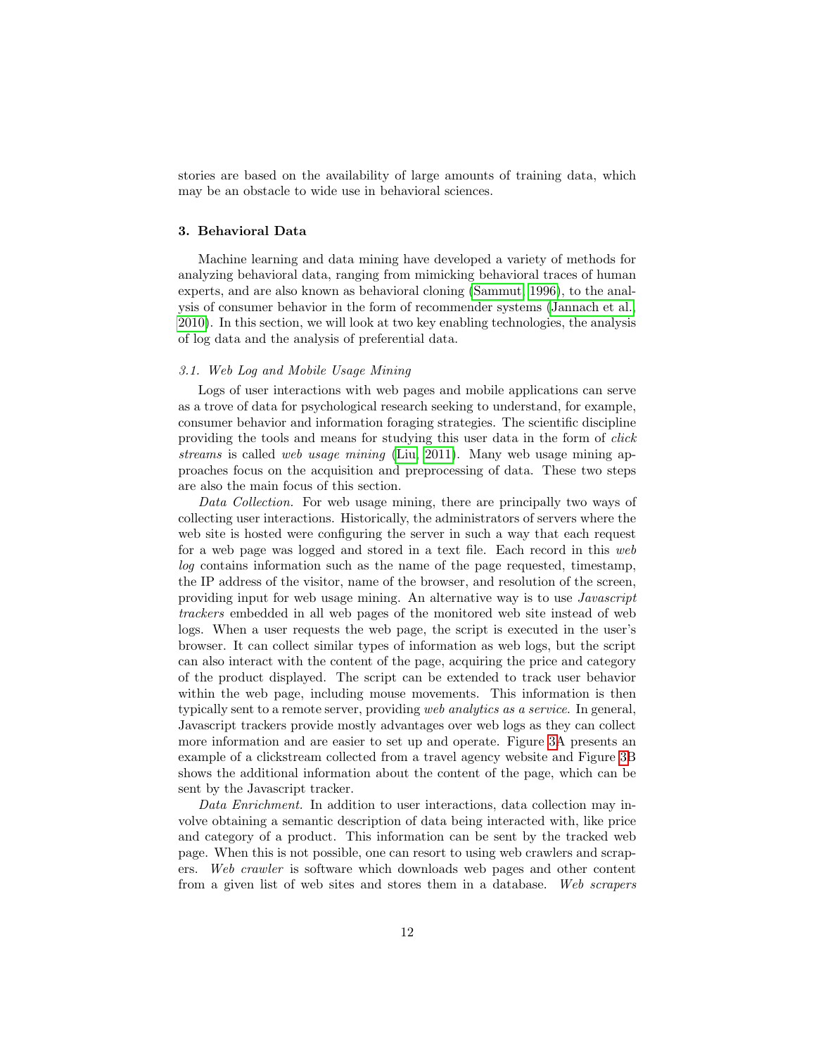stories are based on the availability of large amounts of training data, which may be an obstacle to wide use in behavioral sciences.

## 3. Behavioral Data

Machine learning and data mining have developed a variety of methods for analyzing behavioral data, ranging from mimicking behavioral traces of human experts, and are also known as behavioral cloning (Sammut, 1996), to the analysis of consumer behavior in the form of recommender systems (Jannach et al., 2010). In this section, we will look at two key enabling technologies, the analysis of log data and the analysis of preferential data.

### *3.1. Web Log and Mobile Usage Mining*

Logs of user interactions with web pages and mobile applications can serve as a trove of data for psychological research seeking to understand, for example, consumer behavior and information foraging strategies. The scientific discipline providing the tools and means for studying this user data in the form of *click streams* is called *web usage mining* (Liu, 2011). Many web usage mining approaches focus on the acquisition and preprocessing of data. These two steps are also the main focus of this section.

*Data Collection.* For web usage mining, there are principally two ways of collecting user interactions. Historically, the administrators of servers where the web site is hosted were configuring the server in such a way that each request for a web page was logged and stored in a text file. Each record in this *web log* contains information such as the name of the page requested, timestamp, the IP address of the visitor, name of the browser, and resolution of the screen, providing input for web usage mining. An alternative way is to use *Javascript trackers* embedded in all web pages of the monitored web site instead of web logs. When a user requests the web page, the script is executed in the user's browser. It can collect similar types of information as web logs, but the script can also interact with the content of the page, acquiring the price and category of the product displayed. The script can be extended to track user behavior within the web page, including mouse movements. This information is then typically sent to a remote server, providing *web analytics as a service*. In general, Javascript trackers provide mostly advantages over web logs as they can collect more information and are easier to set up and operate. Figure 3A presents an example of a clickstream collected from a travel agency website and Figure 3B shows the additional information about the content of the page, which can be sent by the Javascript tracker.

*Data Enrichment.* In addition to user interactions, data collection may involve obtaining a semantic description of data being interacted with, like price and category of a product. This information can be sent by the tracked web page. When this is not possible, one can resort to using web crawlers and scrapers. *Web crawler* is software which downloads web pages and other content from a given list of web sites and stores them in a database. *Web scrapers*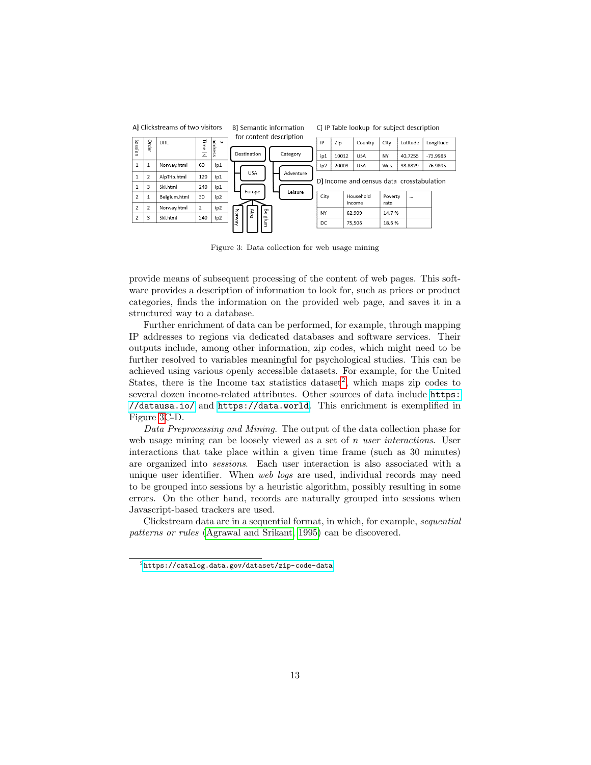A] Clickstreams of two visitors

| Session | Order | URL | Time [s] | IP address |
|---|---|---|---|---|
| 1 | 1 | Norway.html | 60 | ip1 |
| 1 | 2 | AlpTrip.html | 120 | ip1 |
| 1 | 3 | Ski.html | 240 | ip1 |
| 2 | 1 | Belgium.html | 30 | ip2 |
| 2 | 2 | Norway.html | 2 | ip2 |
| 2 | 3 | Ski.html | 240 | ip2 |

B] Semantic information for content description

Destination
USA
Europe
Norway
Alps
Belgium
Category
Adventure
Leisure

C] IP Table lookup for subject description

| IP | Zip | Country | City | Latitude | Longitude |
|---|---|---|---|---|---|
| ip1 | 10012 | USA | NY | 40.7255 | -73.9983 |
| ip2 | 20003 | USA | Was. | 38.8829 | -76.9895 |

D] Income and census data crosstabulation

| City | Household income | Poverty rate | ... |
|---|---|---|---|
| NY | 62,909 | 14.7 % | |
| DC | 75,506 | 18.6 % | |

Figure 3: Data collection for web usage mining

provide means of subsequent processing of the content of web pages. This software provides a description of information to look for, such as prices or product categories, finds the information on the provided web page, and saves it in a structured way to a database.

Further enrichment of data can be performed, for example, through mapping IP addresses to regions via dedicated databases and software services. Their outputs include, among other information, zip codes, which might need to be further resolved to variables meaningful for psychological studies. This can be achieved using various openly accessible datasets. For example, for the United States, there is the Income tax statistics dataset[2], which maps zip codes to several dozen income-related attributes. Other sources of data include https://datausa.io/ and https://data.world. This enrichment is exemplified in Figure 3C-D.

*Data Preprocessing and Mining.* The output of the data collection phase for web usage mining can be loosely viewed as a set of $n$ *user interactions*. User interactions that take place within a given time frame (such as 30 minutes) are organized into *sessions*. Each user interaction is also associated with a unique user identifier. When *web logs* are used, individual records may need to be grouped into sessions by a heuristic algorithm, possibly resulting in some errors. On the other hand, records are naturally grouped into sessions when Javascript-based trackers are used.

Clickstream data are in a sequential format, in which, for example, *sequential patterns or rules* (Agrawal and Srikant, 1995) can be discovered.

[2] https://catalog.data.gov/dataset/zip-code-data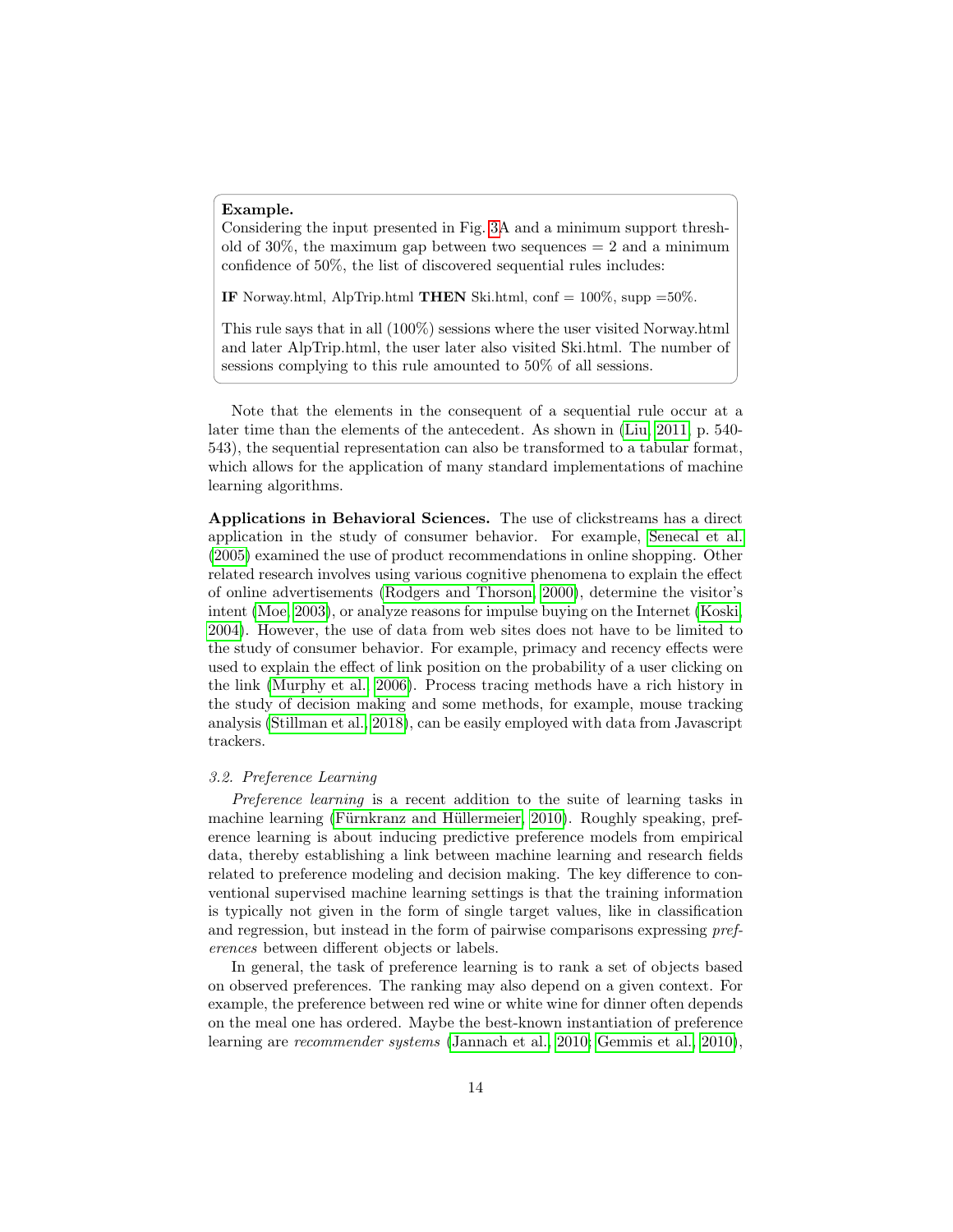**Example.**
Considering the input presented in Fig. 3A and a minimum support threshold of 30%, the maximum gap between two sequences = 2 and a minimum confidence of 50%, the list of discovered sequential rules includes:

**IF** Norway.html, AlpTrip.html **THEN** Ski.html, conf = 100%, supp =50%.

This rule says that in all (100%) sessions where the user visited Norway.html and later AlpTrip.html, the user later also visited Ski.html. The number of sessions complying to this rule amounted to 50% of all sessions.

Note that the elements in the consequent of a sequential rule occur at a later time than the elements of the antecedent. As shown in (Liu, 2011, p. 540-543), the sequential representation can also be transformed to a tabular format, which allows for the application of many standard implementations of machine learning algorithms.

**Applications in Behavioral Sciences.** The use of clickstreams has a direct application in the study of consumer behavior. For example, Senecal et al. (2005) examined the use of product recommendations in online shopping. Other related research involves using various cognitive phenomena to explain the effect of online advertisements (Rodgers and Thorson, 2000), determine the visitor's intent (Moe, 2003), or analyze reasons for impulse buying on the Internet (Koski, 2004). However, the use of data from web sites does not have to be limited to the study of consumer behavior. For example, primacy and recency effects were used to explain the effect of link position on the probability of a user clicking on the link (Murphy et al., 2006). Process tracing methods have a rich history in the study of decision making and some methods, for example, mouse tracking analysis (Stillman et al., 2018), can be easily employed with data from Javascript trackers.

### *3.2. Preference Learning*

*Preference learning* is a recent addition to the suite of learning tasks in machine learning (Fürnkranz and Hüllermeier, 2010). Roughly speaking, preference learning is about inducing predictive preference models from empirical data, thereby establishing a link between machine learning and research fields related to preference modeling and decision making. The key difference to conventional supervised machine learning settings is that the training information is typically not given in the form of single target values, like in classification and regression, but instead in the form of pairwise comparisons expressing *preferences* between different objects or labels.

In general, the task of preference learning is to rank a set of objects based on observed preferences. The ranking may also depend on a given context. For example, the preference between red wine or white wine for dinner often depends on the meal one has ordered. Maybe the best-known instantiation of preference learning are *recommender systems* (Jannach et al., 2010; Gemmis et al., 2010),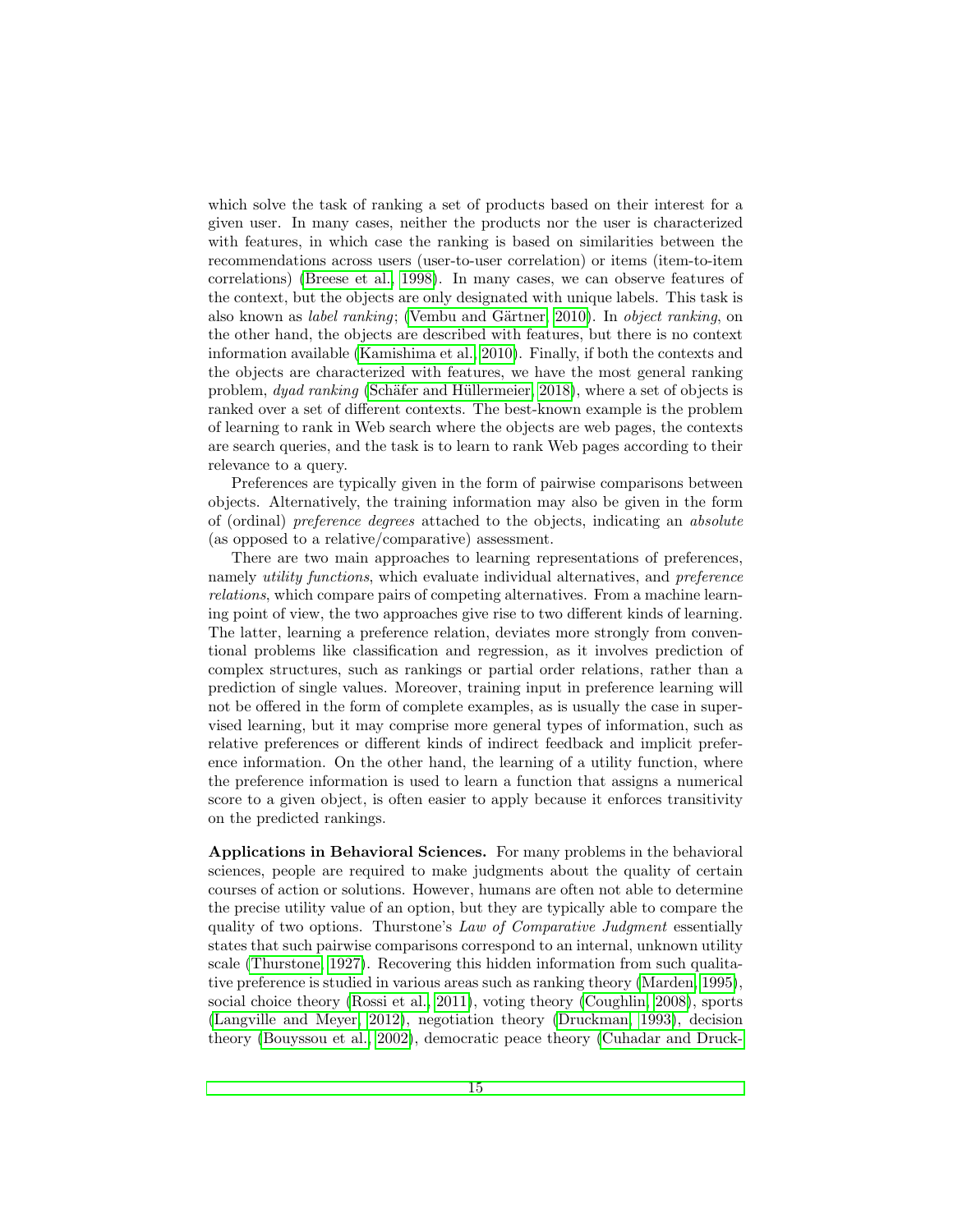which solve the task of ranking a set of products based on their interest for a given user. In many cases, neither the products nor the user is characterized with features, in which case the ranking is based on similarities between the recommendations across users (user-to-user correlation) or items (item-to-item correlations) (Breese et al., 1998). In many cases, we can observe features of the context, but the objects are only designated with unique labels. This task is also known as *label ranking*; (Vembu and Gärtner, 2010). In *object ranking*, on the other hand, the objects are described with features, but there is no context information available (Kamishima et al., 2010). Finally, if both the contexts and the objects are characterized with features, we have the most general ranking problem, *dyad ranking* (Schäfer and Hüllermeier, 2018), where a set of objects is ranked over a set of different contexts. The best-known example is the problem of learning to rank in Web search where the objects are web pages, the contexts are search queries, and the task is to learn to rank Web pages according to their relevance to a query.

Preferences are typically given in the form of pairwise comparisons between objects. Alternatively, the training information may also be given in the form of (ordinal) *preference degrees* attached to the objects, indicating an *absolute* (as opposed to a relative/comparative) assessment.

There are two main approaches to learning representations of preferences, namely *utility functions*, which evaluate individual alternatives, and *preference relations*, which compare pairs of competing alternatives. From a machine learning point of view, the two approaches give rise to two different kinds of learning. The latter, learning a preference relation, deviates more strongly from conventional problems like classification and regression, as it involves prediction of complex structures, such as rankings or partial order relations, rather than a prediction of single values. Moreover, training input in preference learning will not be offered in the form of complete examples, as is usually the case in supervised learning, but it may comprise more general types of information, such as relative preferences or different kinds of indirect feedback and implicit preference information. On the other hand, the learning of a utility function, where the preference information is used to learn a function that assigns a numerical score to a given object, is often easier to apply because it enforces transitivity on the predicted rankings.

**Applications in Behavioral Sciences.** For many problems in the behavioral sciences, people are required to make judgments about the quality of certain courses of action or solutions. However, humans are often not able to determine the precise utility value of an option, but they are typically able to compare the quality of two options. Thurstone's *Law of Comparative Judgment* essentially states that such pairwise comparisons correspond to an internal, unknown utility scale (Thurstone, 1927). Recovering this hidden information from such qualitative preference is studied in various areas such as ranking theory (Marden, 1995), social choice theory (Rossi et al., 2011), voting theory (Coughlin, 2008), sports (Langville and Meyer, 2012), negotiation theory (Druckman, 1993), decision theory (Bouyssou et al., 2002), democratic peace theory (Cuhadar and Druck-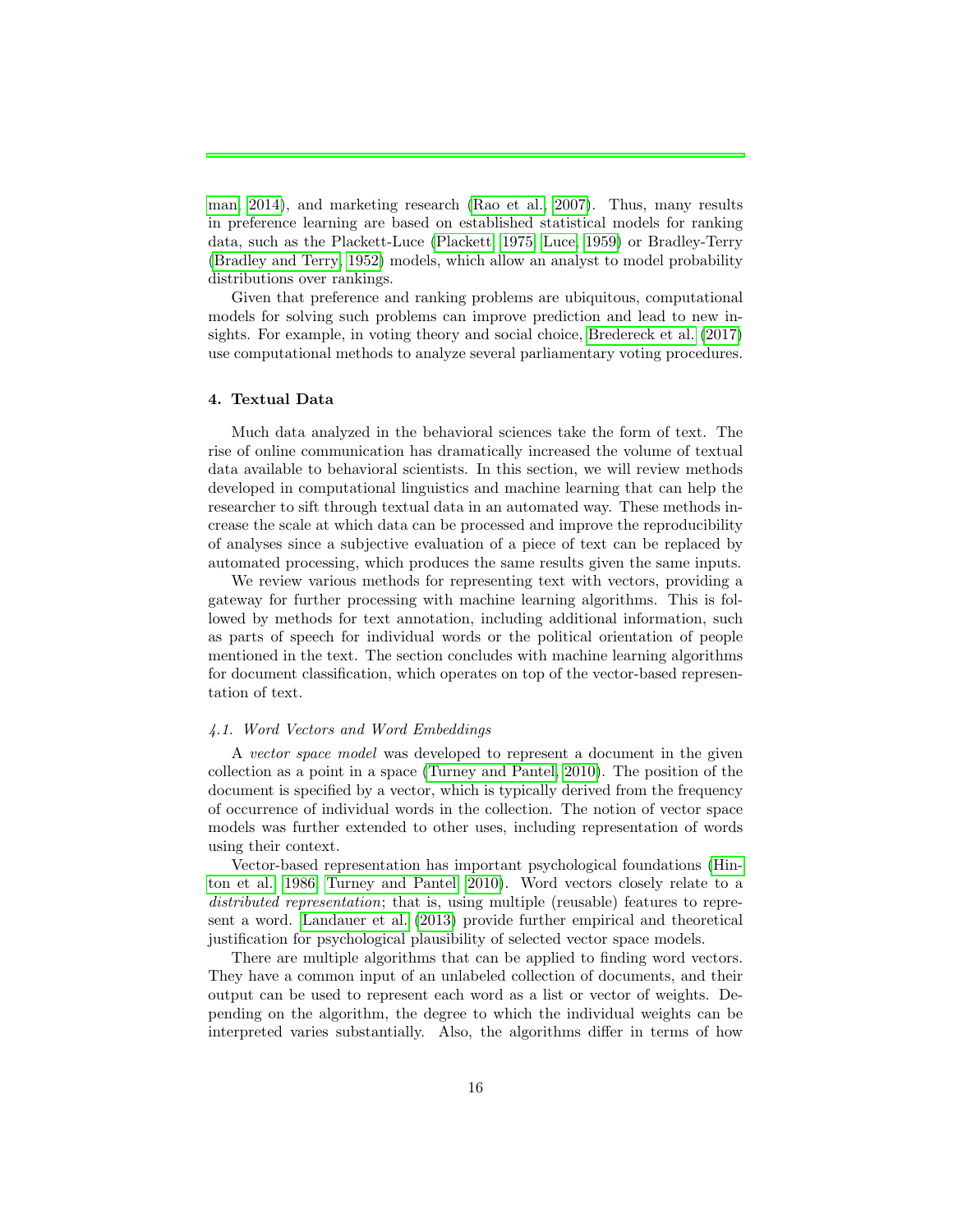man, 2014), and marketing research (Rao et al., 2007). Thus, many results in preference learning are based on established statistical models for ranking data, such as the Plackett-Luce (Plackett, 1975; Luce, 1959) or Bradley-Terry (Bradley and Terry, 1952) models, which allow an analyst to model probability distributions over rankings.

Given that preference and ranking problems are ubiquitous, computational models for solving such problems can improve prediction and lead to new insights. For example, in voting theory and social choice, Bredereck et al. (2017) use computational methods to analyze several parliamentary voting procedures.

## 4. Textual Data

Much data analyzed in the behavioral sciences take the form of text. The rise of online communication has dramatically increased the volume of textual data available to behavioral scientists. In this section, we will review methods developed in computational linguistics and machine learning that can help the researcher to sift through textual data in an automated way. These methods increase the scale at which data can be processed and improve the reproducibility of analyses since a subjective evaluation of a piece of text can be replaced by automated processing, which produces the same results given the same inputs.

We review various methods for representing text with vectors, providing a gateway for further processing with machine learning algorithms. This is followed by methods for text annotation, including additional information, such as parts of speech for individual words or the political orientation of people mentioned in the text. The section concludes with machine learning algorithms for document classification, which operates on top of the vector-based representation of text.

### *4.1. Word Vectors and Word Embeddings*

A *vector space model* was developed to represent a document in the given collection as a point in a space (Turney and Pantel, 2010). The position of the document is specified by a vector, which is typically derived from the frequency of occurrence of individual words in the collection. The notion of vector space models was further extended to other uses, including representation of words using their context.

Vector-based representation has important psychological foundations (Hinton et al., 1986; Turney and Pantel, 2010). Word vectors closely relate to a *distributed representation*; that is, using multiple (reusable) features to represent a word. Landauer et al. (2013) provide further empirical and theoretical justification for psychological plausibility of selected vector space models.

There are multiple algorithms that can be applied to finding word vectors. They have a common input of an unlabeled collection of documents, and their output can be used to represent each word as a list or vector of weights. Depending on the algorithm, the degree to which the individual weights can be interpreted varies substantially. Also, the algorithms differ in terms of how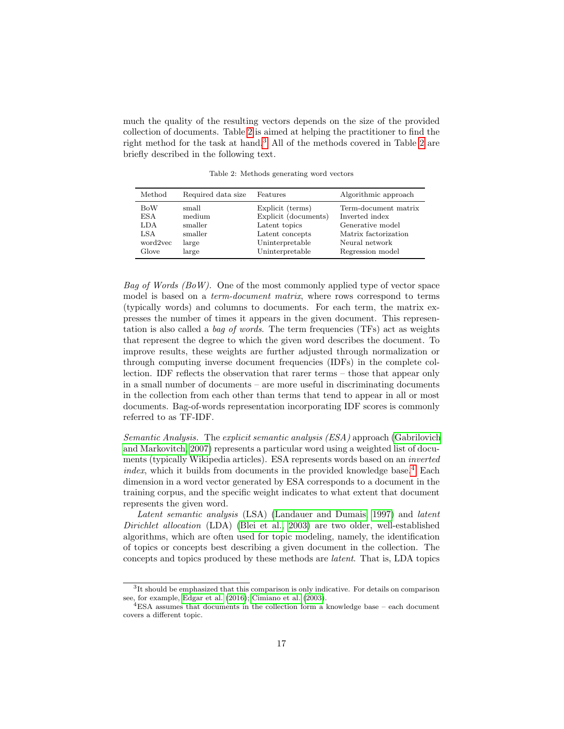much the quality of the resulting vectors depends on the size of the provided collection of documents. Table 2 is aimed at helping the practitioner to find the right method for the task at hand.[3] All of the methods covered in Table 2 are briefly described in the following text.

Table 2: Methods generating word vectors

| Method | Required data size | Features | Algorithmic approach |
|---|---|---|---|
| BoW | small | Explicit (terms) | Term-document matrix |
| ESA | medium | Explicit (documents) | Inverted index |
| LDA | smaller | Latent topics | Generative model |
| LSA | smaller | Latent concepts | Matrix factorization |
| word2vec | large | Uninterpretable | Neural network |
| Glove | large | Uninterpretable | Regression model |

*Bag of Words (BoW).* One of the most commonly applied type of vector space model is based on a *term-document matrix*, where rows correspond to terms (typically words) and columns to documents. For each term, the matrix expresses the number of times it appears in the given document. This representation is also called a *bag of words*. The term frequencies (TFs) act as weights that represent the degree to which the given word describes the document. To improve results, these weights are further adjusted through normalization or through computing inverse document frequencies (IDFs) in the complete collection. IDF reflects the observation that rarer terms – those that appear only in a small number of documents – are more useful in discriminating documents in the collection from each other than terms that tend to appear in all or most documents. Bag-of-words representation incorporating IDF scores is commonly referred to as TF-IDF.

*Semantic Analysis.* The *explicit semantic analysis (ESA)* approach (Gabrilovich and Markovitch, 2007) represents a particular word using a weighted list of documents (typically Wikipedia articles). ESA represents words based on an *inverted index*, which it builds from documents in the provided knowledge base.[4] Each dimension in a word vector generated by ESA corresponds to a document in the training corpus, and the specific weight indicates to what extent that document represents the given word.

*Latent semantic analysis* (LSA) (Landauer and Dumais, 1997) and *latent Dirichlet allocation* (LDA) (Blei et al., 2003) are two older, well-established algorithms, which are often used for topic modeling, namely, the identification of topics or concepts best describing a given document in the collection. The concepts and topics produced by these methods are *latent*. That is, LDA topics

[3] It should be emphasized that this comparison is only indicative. For details on comparison see, for example, Edgar et al. (2016); Cimiano et al. (2003).

[4] ESA assumes that documents in the collection form a knowledge base – each document covers a different topic.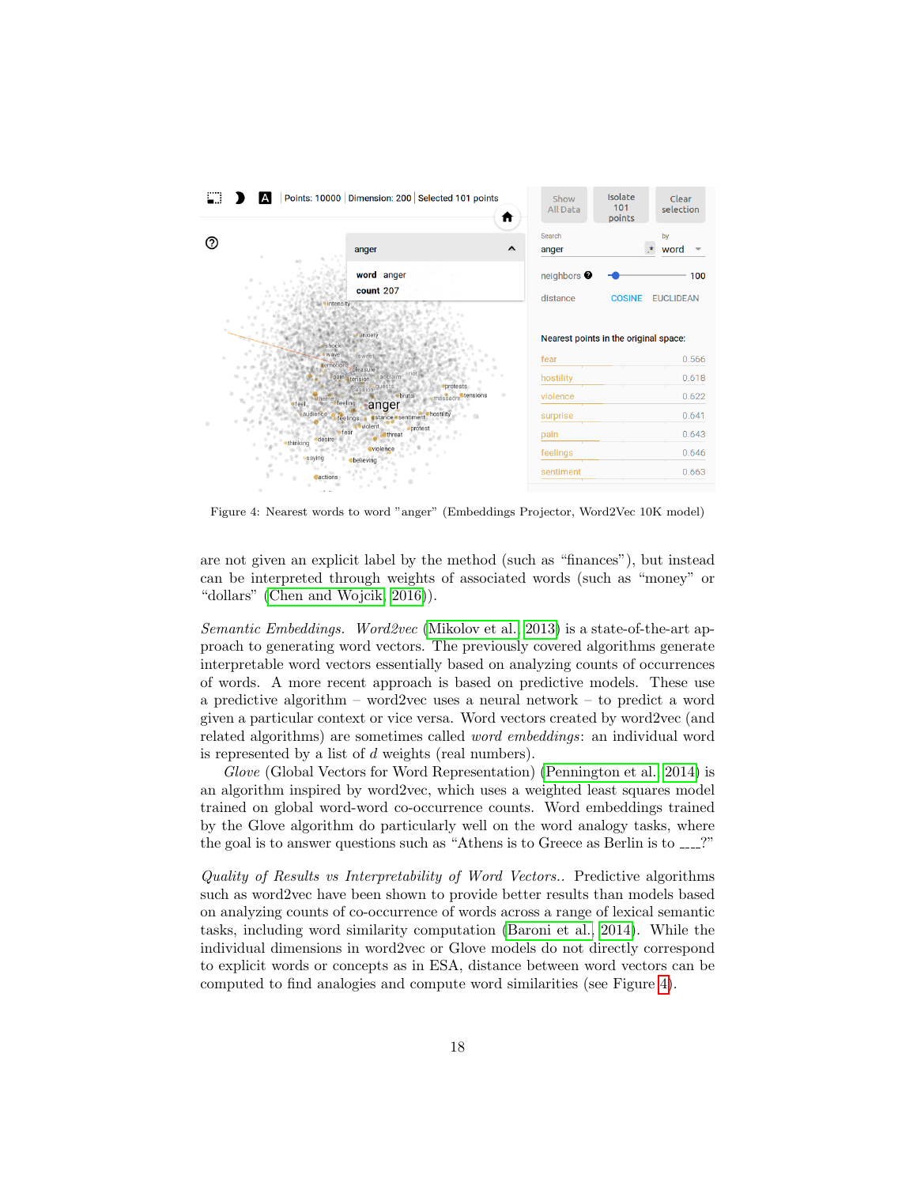Figure 4: Nearest words to word "anger" (Embeddings Projector, Word2Vec 10K model)

are not given an explicit label by the method (such as "finances"), but instead can be interpreted through weights of associated words (such as "money" or "dollars" (Chen and Wojcik, 2016)).

*Semantic Embeddings.* *Word2vec* (Mikolov et al., 2013) is a state-of-the-art approach to generating word vectors. The previously covered algorithms generate interpretable word vectors essentially based on analyzing counts of occurrences of words. A more recent approach is based on predictive models. These use a predictive algorithm – word2vec uses a neural network – to predict a word given a particular context or vice versa. Word vectors created by word2vec (and related algorithms) are sometimes called *word embeddings*: an individual word is represented by a list of $d$ weights (real numbers).

*Glove* (Global Vectors for Word Representation) (Pennington et al., 2014) is an algorithm inspired by word2vec, which uses a weighted least squares model trained on global word-word co-occurrence counts. Word embeddings trained by the Glove algorithm do particularly well on the word analogy tasks, where the goal is to answer questions such as "Athens is to Greece as Berlin is to ___?"

*Quality of Results vs Interpretability of Word Vectors..* Predictive algorithms such as word2vec have been shown to provide better results than models based on analyzing counts of co-occurrence of words across a range of lexical semantic tasks, including word similarity computation (Baroni et al., 2014). While the individual dimensions in word2vec or Glove models do not directly correspond to explicit words or concepts as in ESA, distance between word vectors can be computed to find analogies and compute word similarities (see Figure 4).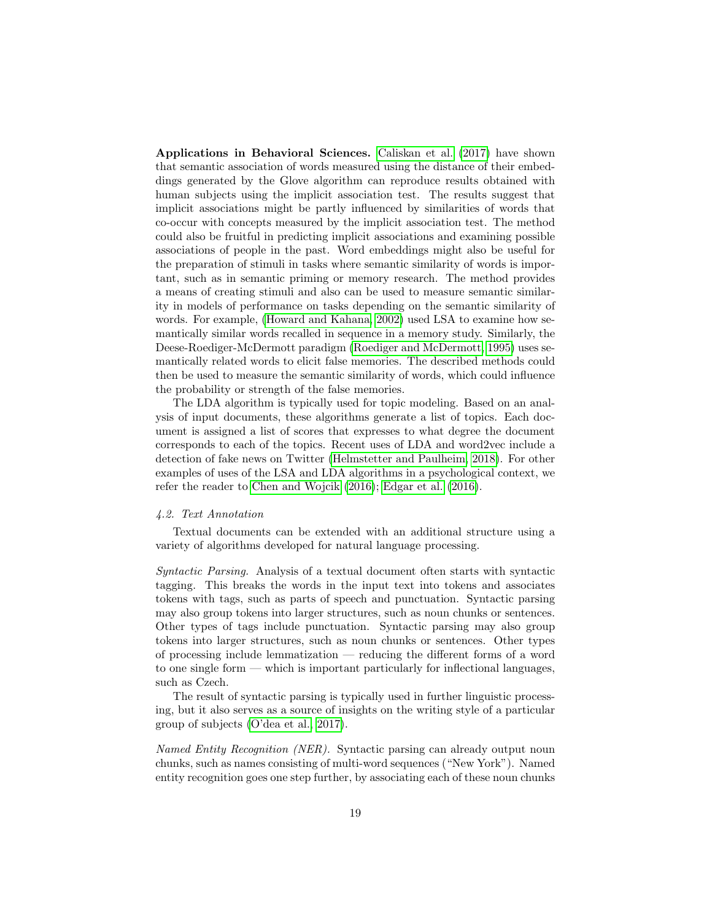**Applications in Behavioral Sciences.** Caliskan et al. (2017) have shown that semantic association of words measured using the distance of their embeddings generated by the Glove algorithm can reproduce results obtained with human subjects using the implicit association test. The results suggest that implicit associations might be partly influenced by similarities of words that co-occur with concepts measured by the implicit association test. The method could also be fruitful in predicting implicit associations and examining possible associations of people in the past. Word embeddings might also be useful for the preparation of stimuli in tasks where semantic similarity of words is important, such as in semantic priming or memory research. The method provides a means of creating stimuli and also can be used to measure semantic similarity in models of performance on tasks depending on the semantic similarity of words. For example, (Howard and Kahana, 2002) used LSA to examine how semantically similar words recalled in sequence in a memory study. Similarly, the Deese-Roediger-McDermott paradigm (Roediger and McDermott, 1995) uses semantically related words to elicit false memories. The described methods could then be used to measure the semantic similarity of words, which could influence the probability or strength of the false memories.

The LDA algorithm is typically used for topic modeling. Based on an analysis of input documents, these algorithms generate a list of topics. Each document is assigned a list of scores that expresses to what degree the document corresponds to each of the topics. Recent uses of LDA and word2vec include a detection of fake news on Twitter (Helmstetter and Paulheim, 2018). For other examples of uses of the LSA and LDA algorithms in a psychological context, we refer the reader to Chen and Wojcik (2016); Edgar et al. (2016).

### *4.2. Text Annotation*

Textual documents can be extended with an additional structure using a variety of algorithms developed for natural language processing.

*Syntactic Parsing.* Analysis of a textual document often starts with syntactic tagging. This breaks the words in the input text into tokens and associates tokens with tags, such as parts of speech and punctuation. Syntactic parsing may also group tokens into larger structures, such as noun chunks or sentences. Other types of tags include punctuation. Syntactic parsing may also group tokens into larger structures, such as noun chunks or sentences. Other types of processing include lemmatization — reducing the different forms of a word to one single form — which is important particularly for inflectional languages, such as Czech.

The result of syntactic parsing is typically used in further linguistic processing, but it also serves as a source of insights on the writing style of a particular group of subjects (O'dea et al., 2017).

*Named Entity Recognition (NER).* Syntactic parsing can already output noun chunks, such as names consisting of multi-word sequences ("New York"). Named entity recognition goes one step further, by associating each of these noun chunks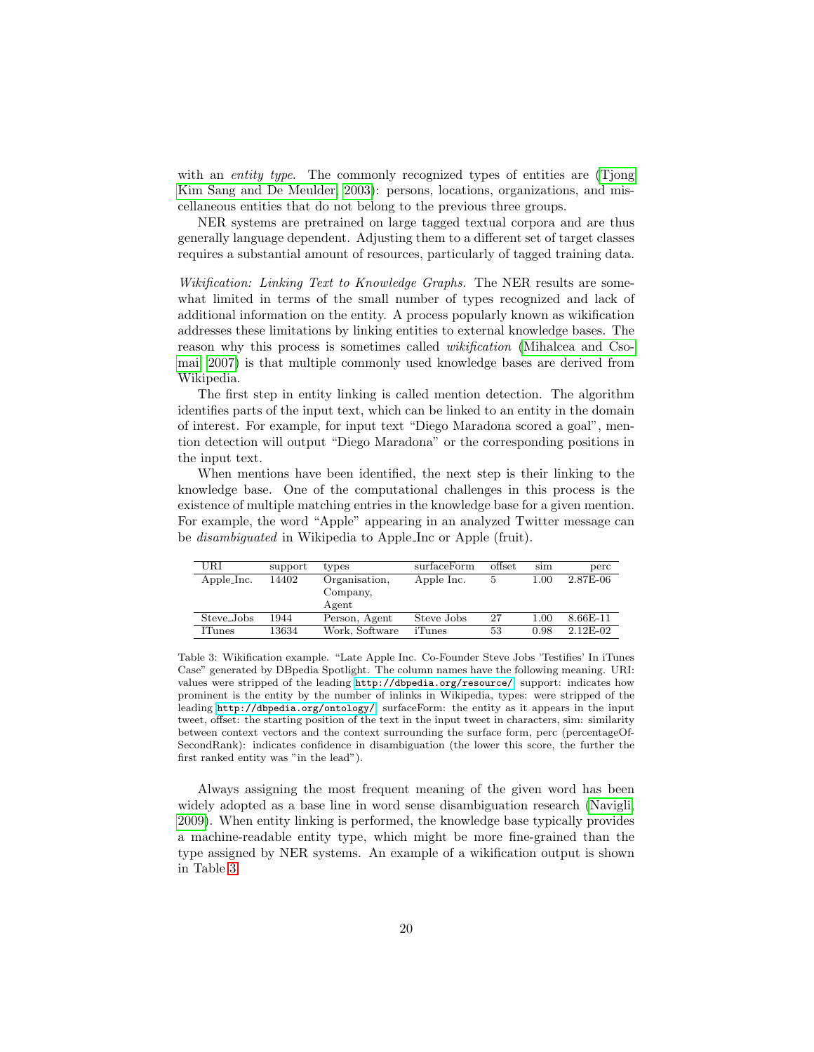with an *entity type*. The commonly recognized types of entities are (Tjong Kim Sang and De Meulder, 2003): persons, locations, organizations, and miscellaneous entities that do not belong to the previous three groups.

NER systems are pretrained on large tagged textual corpora and are thus generally language dependent. Adjusting them to a different set of target classes requires a substantial amount of resources, particularly of tagged training data.

*Wikification: Linking Text to Knowledge Graphs.* The NER results are somewhat limited in terms of the small number of types recognized and lack of additional information on the entity. A process popularly known as wikification addresses these limitations by linking entities to external knowledge bases. The reason why this process is sometimes called *wikification* (Mihalcea and Csomai, 2007) is that multiple commonly used knowledge bases are derived from Wikipedia.

The first step in entity linking is called mention detection. The algorithm identifies parts of the input text, which can be linked to an entity in the domain of interest. For example, for input text "Diego Maradona scored a goal", mention detection will output "Diego Maradona" or the corresponding positions in the input text.

When mentions have been identified, the next step is their linking to the knowledge base. One of the computational challenges in this process is the existence of multiple matching entries in the knowledge base for a given mention. For example, the word "Apple" appearing in an analyzed Twitter message can be *disambiguated* in Wikipedia to Apple_Inc or Apple (fruit).

| URI | support | types | surfaceForm | offset | sim | perc |
|---|---|---|---|---|---|---|
| Apple_Inc. | 14402 | Organisation, Company, Agent | Apple Inc. | 5 | 1.00 | 2.87E-06 |
| Steve_Jobs | 1944 | Person, Agent | Steve Jobs | 27 | 1.00 | 8.66E-11 |
| ITunes | 13634 | Work, Software | iTunes | 53 | 0.98 | 2.12E-02 |

Table 3: Wikification example. "Late Apple Inc. Co-Founder Steve Jobs 'Testifies' In iTunes Case" generated by DBpedia Spotlight. The column names have the following meaning. URI: values were stripped of the leading http://dbpedia.org/resource/, support: indicates how prominent is the entity by the number of inlinks in Wikipedia, types: were stripped of the leading http://dbpedia.org/ontology/, surfaceForm: the entity as it appears in the input tweet, offset: the starting position of the text in the input tweet in characters, sim: similarity between context vectors and the context surrounding the surface form, perc (percentageOfSecondRank): indicates confidence in disambiguation (the lower this score, the further the first ranked entity was "in the lead").

Always assigning the most frequent meaning of the given word has been widely adopted as a base line in word sense disambiguation research (Navigli, 2009). When entity linking is performed, the knowledge base typically provides a machine-readable entity type, which might be more fine-grained than the type assigned by NER systems. An example of a wikification output is shown in Table 3.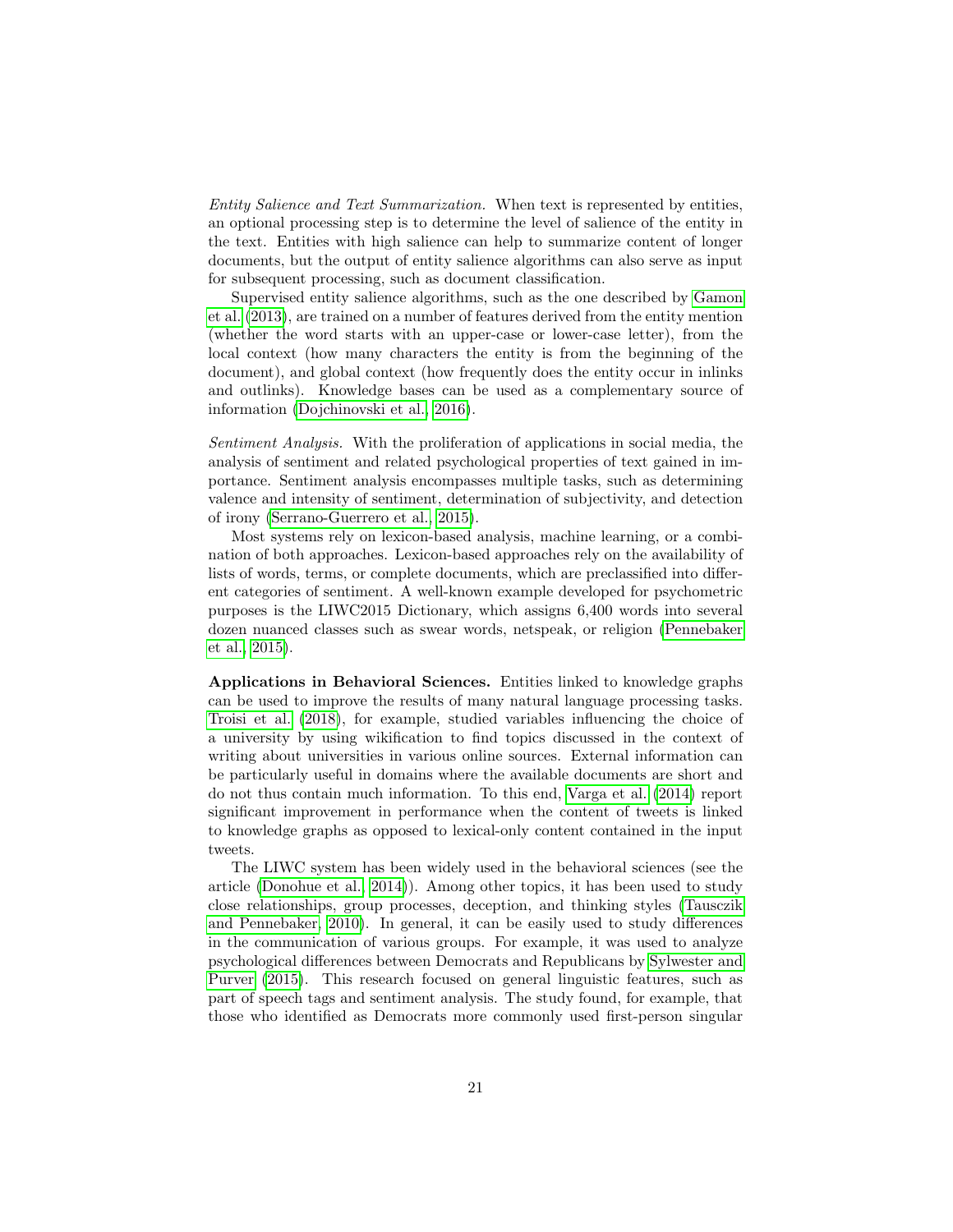*Entity Salience and Text Summarization.* When text is represented by entities, an optional processing step is to determine the level of salience of the entity in the text. Entities with high salience can help to summarize content of longer documents, but the output of entity salience algorithms can also serve as input for subsequent processing, such as document classification.

Supervised entity salience algorithms, such as the one described by Gamon et al. (2013), are trained on a number of features derived from the entity mention (whether the word starts with an upper-case or lower-case letter), from the local context (how many characters the entity is from the beginning of the document), and global context (how frequently does the entity occur in inlinks and outlinks). Knowledge bases can be used as a complementary source of information (Dojchinovski et al., 2016).

*Sentiment Analysis.* With the proliferation of applications in social media, the analysis of sentiment and related psychological properties of text gained in importance. Sentiment analysis encompasses multiple tasks, such as determining valence and intensity of sentiment, determination of subjectivity, and detection of irony (Serrano-Guerrero et al., 2015).

Most systems rely on lexicon-based analysis, machine learning, or a combination of both approaches. Lexicon-based approaches rely on the availability of lists of words, terms, or complete documents, which are preclassified into different categories of sentiment. A well-known example developed for psychometric purposes is the LIWC2015 Dictionary, which assigns 6,400 words into several dozen nuanced classes such as swear words, netspeak, or religion (Pennebaker et al., 2015).

**Applications in Behavioral Sciences.** Entities linked to knowledge graphs can be used to improve the results of many natural language processing tasks. Troisi et al. (2018), for example, studied variables influencing the choice of a university by using wikification to find topics discussed in the context of writing about universities in various online sources. External information can be particularly useful in domains where the available documents are short and do not thus contain much information. To this end, Varga et al. (2014) report significant improvement in performance when the content of tweets is linked to knowledge graphs as opposed to lexical-only content contained in the input tweets.

The LIWC system has been widely used in the behavioral sciences (see the article (Donohue et al., 2014)). Among other topics, it has been used to study close relationships, group processes, deception, and thinking styles (Tausczik and Pennebaker, 2010). In general, it can be easily used to study differences in the communication of various groups. For example, it was used to analyze psychological differences between Democrats and Republicans by Sylwester and Purver (2015). This research focused on general linguistic features, such as part of speech tags and sentiment analysis. The study found, for example, that those who identified as Democrats more commonly used first-person singular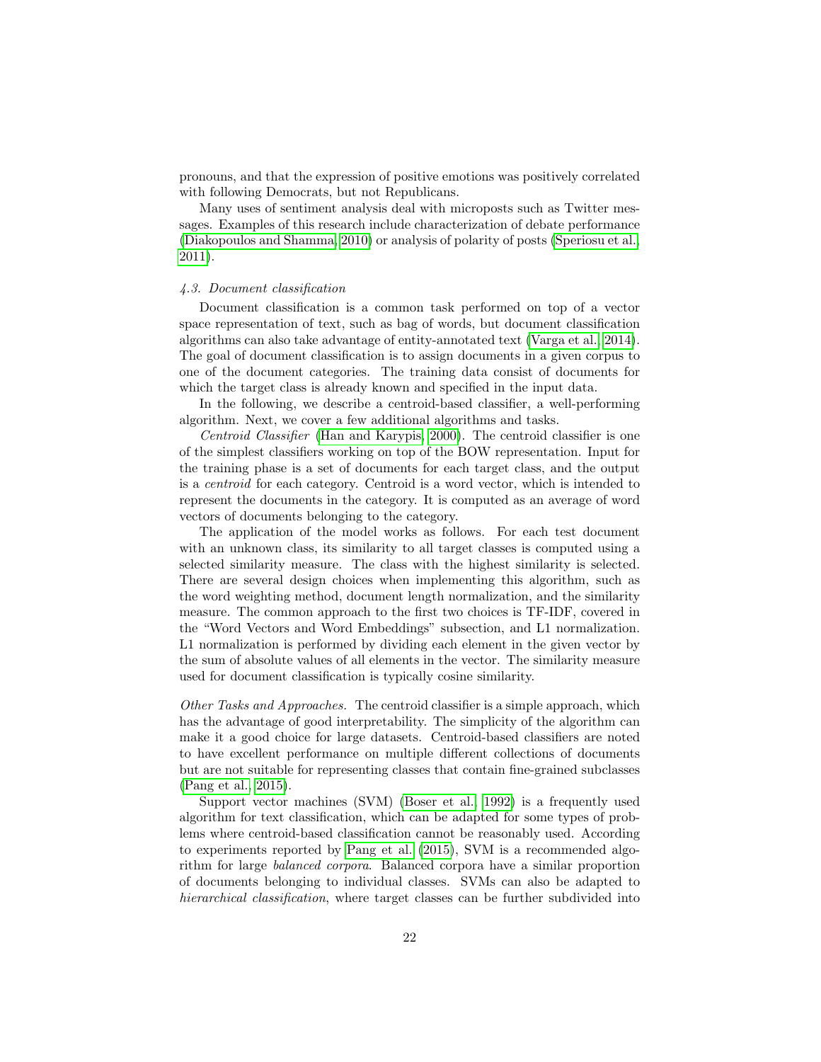pronouns, and that the expression of positive emotions was positively correlated with following Democrats, but not Republicans.

Many uses of sentiment analysis deal with microposts such as Twitter messages. Examples of this research include characterization of debate performance (Diakopoulos and Shamma, 2010) or analysis of polarity of posts (Speriosu et al., 2011).

### *4.3. Document classification*

Document classification is a common task performed on top of a vector space representation of text, such as bag of words, but document classification algorithms can also take advantage of entity-annotated text (Varga et al., 2014). The goal of document classification is to assign documents in a given corpus to one of the document categories. The training data consist of documents for which the target class is already known and specified in the input data.

In the following, we describe a centroid-based classifier, a well-performing algorithm. Next, we cover a few additional algorithms and tasks.

*Centroid Classifier* (Han and Karypis, 2000). The centroid classifier is one of the simplest classifiers working on top of the BOW representation. Input for the training phase is a set of documents for each target class, and the output is a *centroid* for each category. Centroid is a word vector, which is intended to represent the documents in the category. It is computed as an average of word vectors of documents belonging to the category.

The application of the model works as follows. For each test document with an unknown class, its similarity to all target classes is computed using a selected similarity measure. The class with the highest similarity is selected. There are several design choices when implementing this algorithm, such as the word weighting method, document length normalization, and the similarity measure. The common approach to the first two choices is TF-IDF, covered in the "Word Vectors and Word Embeddings" subsection, and L1 normalization. L1 normalization is performed by dividing each element in the given vector by the sum of absolute values of all elements in the vector. The similarity measure used for document classification is typically cosine similarity.

*Other Tasks and Approaches.* The centroid classifier is a simple approach, which has the advantage of good interpretability. The simplicity of the algorithm can make it a good choice for large datasets. Centroid-based classifiers are noted to have excellent performance on multiple different collections of documents but are not suitable for representing classes that contain fine-grained subclasses (Pang et al., 2015).

Support vector machines (SVM) (Boser et al., 1992) is a frequently used algorithm for text classification, which can be adapted for some types of problems where centroid-based classification cannot be reasonably used. According to experiments reported by Pang et al. (2015), SVM is a recommended algorithm for large *balanced corpora*. Balanced corpora have a similar proportion of documents belonging to individual classes. SVMs can also be adapted to *hierarchical classification*, where target classes can be further subdivided into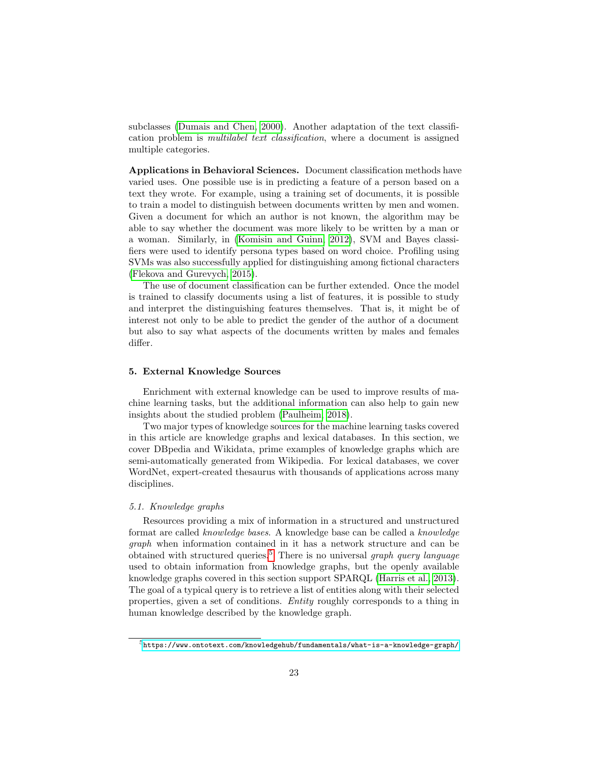subclasses (Dumais and Chen, 2000). Another adaptation of the text classification problem is *multilabel text classification*, where a document is assigned multiple categories.

**Applications in Behavioral Sciences.** Document classification methods have varied uses. One possible use is in predicting a feature of a person based on a text they wrote. For example, using a training set of documents, it is possible to train a model to distinguish between documents written by men and women. Given a document for which an author is not known, the algorithm may be able to say whether the document was more likely to be written by a man or a woman. Similarly, in (Komisin and Guinn, 2012), SVM and Bayes classifiers were used to identify persona types based on word choice. Profiling using SVMs was also successfully applied for distinguishing among fictional characters (Flekova and Gurevych, 2015).

The use of document classification can be further extended. Once the model is trained to classify documents using a list of features, it is possible to study and interpret the distinguishing features themselves. That is, it might be of interest not only to be able to predict the gender of the author of a document but also to say what aspects of the documents written by males and females differ.

## 5. External Knowledge Sources

Enrichment with external knowledge can be used to improve results of machine learning tasks, but the additional information can also help to gain new insights about the studied problem (Paulheim, 2018).

Two major types of knowledge sources for the machine learning tasks covered in this article are knowledge graphs and lexical databases. In this section, we cover DBpedia and Wikidata, prime examples of knowledge graphs which are semi-automatically generated from Wikipedia. For lexical databases, we cover WordNet, expert-created thesaurus with thousands of applications across many disciplines.

### *5.1. Knowledge graphs*

Resources providing a mix of information in a structured and unstructured format are called *knowledge bases*. A knowledge base can be called a *knowledge graph* when information contained in it has a network structure and can be obtained with structured queries.[5] There is no universal *graph query language* used to obtain information from knowledge graphs, but the openly available knowledge graphs covered in this section support SPARQL (Harris et al., 2013). The goal of a typical query is to retrieve a list of entities along with their selected properties, given a set of conditions. *Entity* roughly corresponds to a thing in human knowledge described by the knowledge graph.

[5] https://www.ontotext.com/knowledgehub/fundamentals/what-is-a-knowledge-graph/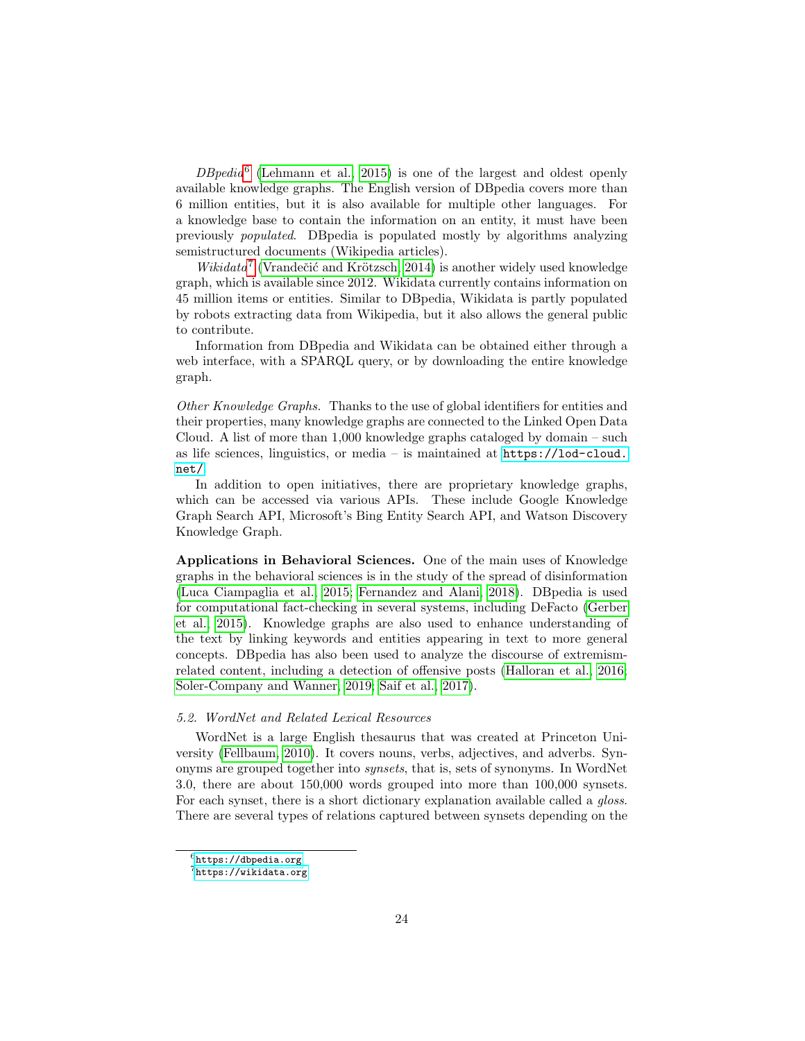*DBpedia*[6] (Lehmann et al., 2015) is one of the largest and oldest openly available knowledge graphs. The English version of DBpedia covers more than 6 million entities, but it is also available for multiple other languages. For a knowledge base to contain the information on an entity, it must have been previously *populated*. DBpedia is populated mostly by algorithms analyzing semistructured documents (Wikipedia articles).

*Wikidata*[7] (Vrandečić and Krötzsch, 2014) is another widely used knowledge graph, which is available since 2012. Wikidata currently contains information on 45 million items or entities. Similar to DBpedia, Wikidata is partly populated by robots extracting data from Wikipedia, but it also allows the general public to contribute.

Information from DBpedia and Wikidata can be obtained either through a web interface, with a SPARQL query, or by downloading the entire knowledge graph.

*Other Knowledge Graphs.* Thanks to the use of global identifiers for entities and their properties, many knowledge graphs are connected to the Linked Open Data Cloud. A list of more than 1,000 knowledge graphs cataloged by domain – such as life sciences, linguistics, or media – is maintained at https://lod-cloud.net/.

In addition to open initiatives, there are proprietary knowledge graphs, which can be accessed via various APIs. These include Google Knowledge Graph Search API, Microsoft's Bing Entity Search API, and Watson Discovery Knowledge Graph.

**Applications in Behavioral Sciences.** One of the main uses of Knowledge graphs in the behavioral sciences is in the study of the spread of disinformation (Luca Ciampaglia et al., 2015; Fernandez and Alani, 2018). DBpedia is used for computational fact-checking in several systems, including DeFacto (Gerber et al., 2015). Knowledge graphs are also used to enhance understanding of the text by linking keywords and entities appearing in text to more general concepts. DBpedia has also been used to analyze the discourse of extremism-related content, including a detection of offensive posts (Halloran et al., 2016; Soler-Company and Wanner, 2019; Saif et al., 2017).

### *5.2. WordNet and Related Lexical Resources*

WordNet is a large English thesaurus that was created at Princeton University (Fellbaum, 2010). It covers nouns, verbs, adjectives, and adverbs. Synonyms are grouped together into *synsets*, that is, sets of synonyms. In WordNet 3.0, there are about 150,000 words grouped into more than 100,000 synsets. For each synset, there is a short dictionary explanation available called a *gloss*. There are several types of relations captured between synsets depending on the

[6] https://dbpedia.org

[7] https://wikidata.org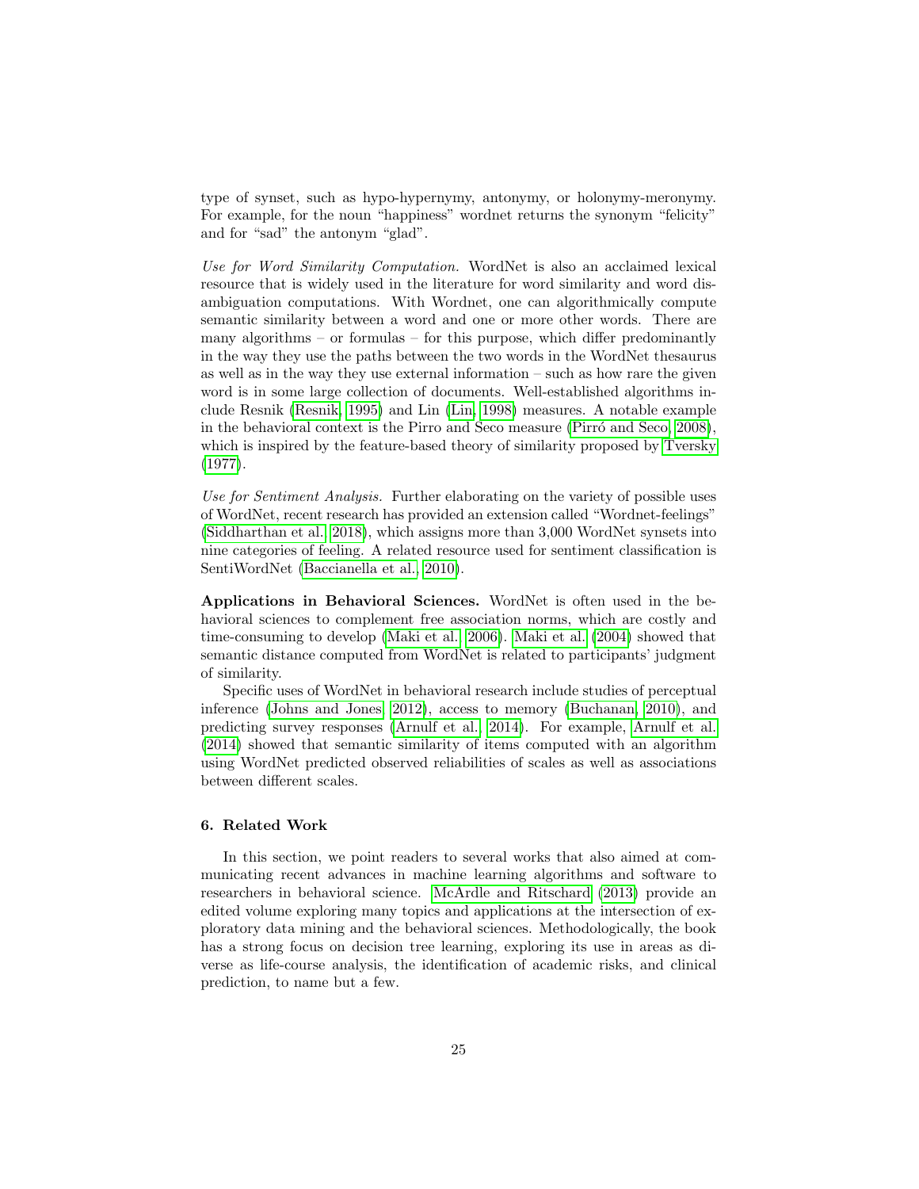type of synset, such as hypo-hypernymy, antonymy, or holonymy-meronymy. For example, for the noun "happiness" wordnet returns the synonym "felicity" and for "sad" the antonym "glad".

*Use for Word Similarity Computation.* WordNet is also an acclaimed lexical resource that is widely used in the literature for word similarity and word disambiguation computations. With Wordnet, one can algorithmically compute semantic similarity between a word and one or more other words. There are many algorithms – or formulas – for this purpose, which differ predominantly in the way they use the paths between the two words in the WordNet thesaurus as well as in the way they use external information – such as how rare the given word is in some large collection of documents. Well-established algorithms include Resnik (Resnik, 1995) and Lin (Lin, 1998) measures. A notable example in the behavioral context is the Pirro and Seco measure (Pirró and Seco, 2008), which is inspired by the feature-based theory of similarity proposed by Tversky (1977).

*Use for Sentiment Analysis.* Further elaborating on the variety of possible uses of WordNet, recent research has provided an extension called "Wordnet-feelings" (Siddharthan et al., 2018), which assigns more than 3,000 WordNet synsets into nine categories of feeling. A related resource used for sentiment classification is SentiWordNet (Baccianella et al., 2010).

**Applications in Behavioral Sciences.** WordNet is often used in the behavioral sciences to complement free association norms, which are costly and time-consuming to develop (Maki et al., 2006). Maki et al. (2004) showed that semantic distance computed from WordNet is related to participants' judgment of similarity.

Specific uses of WordNet in behavioral research include studies of perceptual inference (Johns and Jones, 2012), access to memory (Buchanan, 2010), and predicting survey responses (Arnulf et al., 2014). For example, Arnulf et al. (2014) showed that semantic similarity of items computed with an algorithm using WordNet predicted observed reliabilities of scales as well as associations between different scales.

## 6. Related Work

In this section, we point readers to several works that also aimed at communicating recent advances in machine learning algorithms and software to researchers in behavioral science. McArdle and Ritschard (2013) provide an edited volume exploring many topics and applications at the intersection of exploratory data mining and the behavioral sciences. Methodologically, the book has a strong focus on decision tree learning, exploring its use in areas as diverse as life-course analysis, the identification of academic risks, and clinical prediction, to name but a few.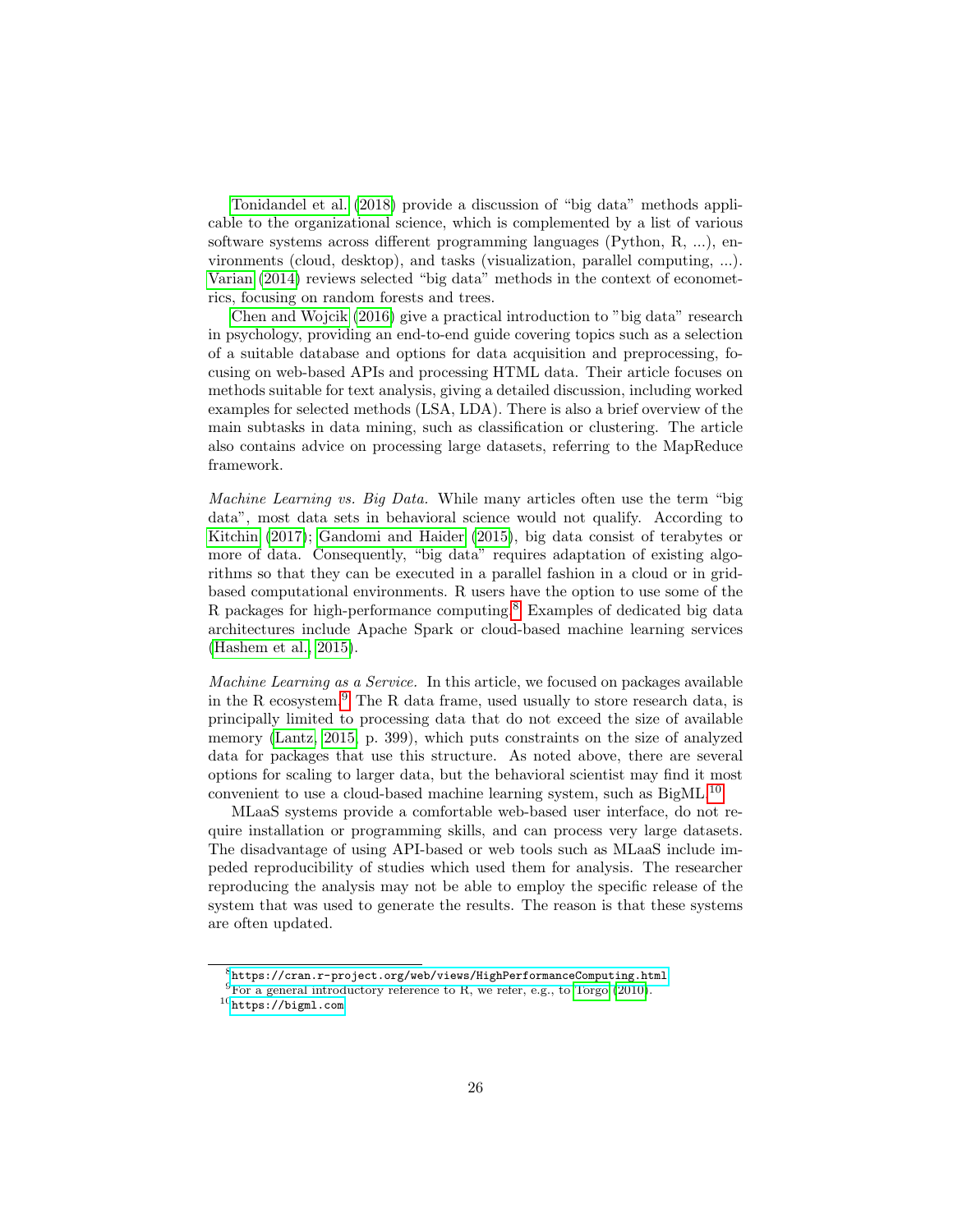Tonidandel et al. (2018) provide a discussion of “big data” methods applicable to the organizational science, which is complemented by a list of various software systems across different programming languages (Python, R, ...), environments (cloud, desktop), and tasks (visualization, parallel computing, ...). Varian (2014) reviews selected “big data” methods in the context of econometrics, focusing on random forests and trees.

Chen and Wojcik (2016) give a practical introduction to ”big data” research in psychology, providing an end-to-end guide covering topics such as a selection of a suitable database and options for data acquisition and preprocessing, focusing on web-based APIs and processing HTML data. Their article focuses on methods suitable for text analysis, giving a detailed discussion, including worked examples for selected methods (LSA, LDA). There is also a brief overview of the main subtasks in data mining, such as classification or clustering. The article also contains advice on processing large datasets, referring to the MapReduce framework.

*Machine Learning vs. Big Data.* While many articles often use the term “big data”, most data sets in behavioral science would not qualify. According to Kitchin (2017); Gandomi and Haider (2015), big data consist of terabytes or more of data. Consequently, “big data” requires adaptation of existing algorithms so that they can be executed in a parallel fashion in a cloud or in grid-based computational environments. R users have the option to use some of the R packages for high-performance computing.[8] Examples of dedicated big data architectures include Apache Spark or cloud-based machine learning services (Hashem et al., 2015).

*Machine Learning as a Service.* In this article, we focused on packages available in the R ecosystem.[9] The R data frame, used usually to store research data, is principally limited to processing data that do not exceed the size of available memory (Lantz, 2015, p. 399), which puts constraints on the size of analyzed data for packages that use this structure. As noted above, there are several options for scaling to larger data, but the behavioral scientist may find it most convenient to use a cloud-based machine learning system, such as BigML.[10]

MLaaS systems provide a comfortable web-based user interface, do not require installation or programming skills, and can process very large datasets. The disadvantage of using API-based or web tools such as MLaaS include impeded reproducibility of studies which used them for analysis. The researcher reproducing the analysis may not be able to employ the specific release of the system that was used to generate the results. The reason is that these systems are often updated.

[8] https://cran.r-project.org/web/views/HighPerformanceComputing.html

[9] For a general introductory reference to R, we refer, e.g., to Torgo (2010).

[10] https://bigml.com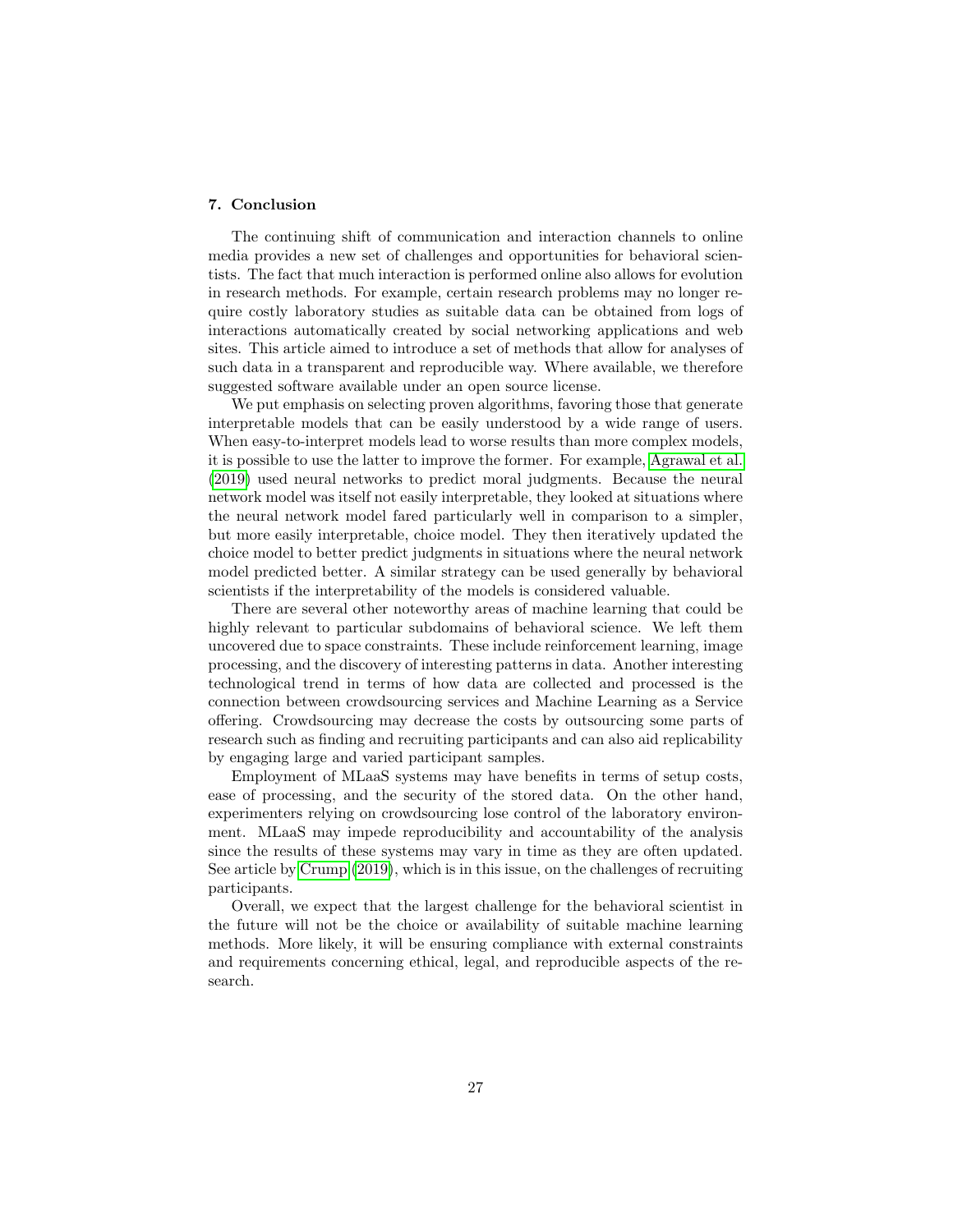## 7. Conclusion

The continuing shift of communication and interaction channels to online media provides a new set of challenges and opportunities for behavioral scientists. The fact that much interaction is performed online also allows for evolution in research methods. For example, certain research problems may no longer require costly laboratory studies as suitable data can be obtained from logs of interactions automatically created by social networking applications and web sites. This article aimed to introduce a set of methods that allow for analyses of such data in a transparent and reproducible way. Where available, we therefore suggested software available under an open source license.

We put emphasis on selecting proven algorithms, favoring those that generate interpretable models that can be easily understood by a wide range of users. When easy-to-interpret models lead to worse results than more complex models, it is possible to use the latter to improve the former. For example, Agrawal et al. (2019) used neural networks to predict moral judgments. Because the neural network model was itself not easily interpretable, they looked at situations where the neural network model fared particularly well in comparison to a simpler, but more easily interpretable, choice model. They then iteratively updated the choice model to better predict judgments in situations where the neural network model predicted better. A similar strategy can be used generally by behavioral scientists if the interpretability of the models is considered valuable.

There are several other noteworthy areas of machine learning that could be highly relevant to particular subdomains of behavioral science. We left them uncovered due to space constraints. These include reinforcement learning, image processing, and the discovery of interesting patterns in data. Another interesting technological trend in terms of how data are collected and processed is the connection between crowdsourcing services and Machine Learning as a Service offering. Crowdsourcing may decrease the costs by outsourcing some parts of research such as finding and recruiting participants and can also aid replicability by engaging large and varied participant samples.

Employment of MLaaS systems may have benefits in terms of setup costs, ease of processing, and the security of the stored data. On the other hand, experimenters relying on crowdsourcing lose control of the laboratory environment. MLaaS may impede reproducibility and accountability of the analysis since the results of these systems may vary in time as they are often updated. See article by Crump (2019), which is in this issue, on the challenges of recruiting participants.

Overall, we expect that the largest challenge for the behavioral scientist in the future will not be the choice or availability of suitable machine learning methods. More likely, it will be ensuring compliance with external constraints and requirements concerning ethical, legal, and reproducible aspects of the research.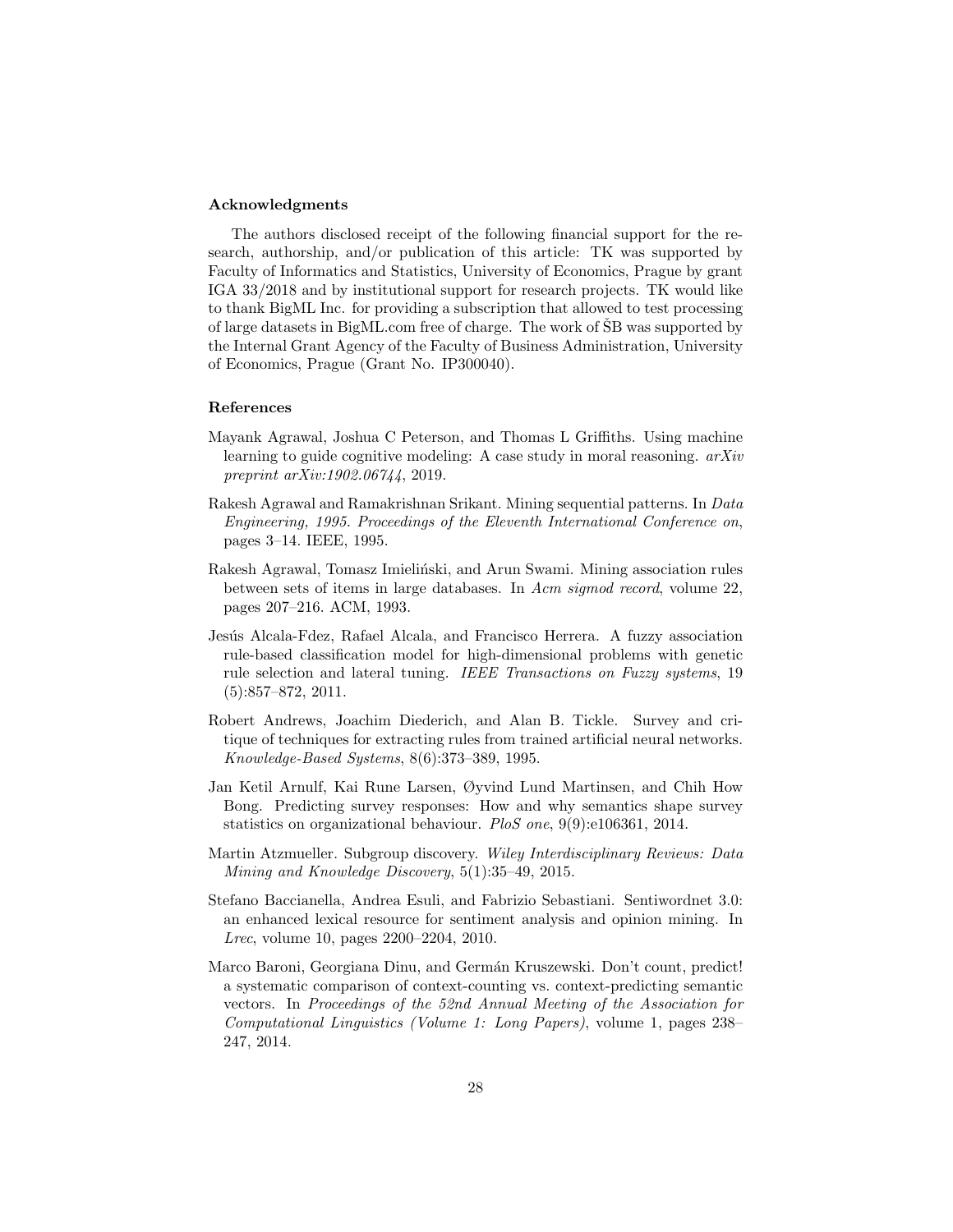### Acknowledgments

The authors disclosed receipt of the following financial support for the research, authorship, and/or publication of this article: TK was supported by Faculty of Informatics and Statistics, University of Economics, Prague by grant IGA 33/2018 and by institutional support for research projects. TK would like to thank BigML Inc. for providing a subscription that allowed to test processing of large datasets in BigML.com free of charge. The work of ŠB was supported by the Internal Grant Agency of the Faculty of Business Administration, University of Economics, Prague (Grant No. IP300040).

### References

Mayank Agrawal, Joshua C Peterson, and Thomas L Griffiths. Using machine learning to guide cognitive modeling: A case study in moral reasoning. *arXiv preprint arXiv:1902.06744*, 2019.

Rakesh Agrawal and Ramakrishnan Srikant. Mining sequential patterns. In *Data Engineering, 1995. Proceedings of the Eleventh International Conference on*, pages 3–14. IEEE, 1995.

Rakesh Agrawal, Tomasz Imieliński, and Arun Swami. Mining association rules between sets of items in large databases. In *Acm sigmod record*, volume 22, pages 207–216. ACM, 1993.

Jesús Alcala-Fdez, Rafael Alcala, and Francisco Herrera. A fuzzy association rule-based classification model for high-dimensional problems with genetic rule selection and lateral tuning. *IEEE Transactions on Fuzzy systems*, 19 (5):857–872, 2011.

Robert Andrews, Joachim Diederich, and Alan B. Tickle. Survey and critique of techniques for extracting rules from trained artificial neural networks. *Knowledge-Based Systems*, 8(6):373–389, 1995.

Jan Ketil Arnulf, Kai Rune Larsen, Øyvind Lund Martinsen, and Chih How Bong. Predicting survey responses: How and why semantics shape survey statistics on organizational behaviour. *PloS one*, 9(9):e106361, 2014.

Martin Atzmueller. Subgroup discovery. *Wiley Interdisciplinary Reviews: Data Mining and Knowledge Discovery*, 5(1):35–49, 2015.

Stefano Baccianella, Andrea Esuli, and Fabrizio Sebastiani. Sentiwordnet 3.0: an enhanced lexical resource for sentiment analysis and opinion mining. In *Lrec*, volume 10, pages 2200–2204, 2010.

Marco Baroni, Georgiana Dinu, and Germán Kruszewski. Don't count, predict! a systematic comparison of context-counting vs. context-predicting semantic vectors. In *Proceedings of the 52nd Annual Meeting of the Association for Computational Linguistics (Volume 1: Long Papers)*, volume 1, pages 238–247, 2014.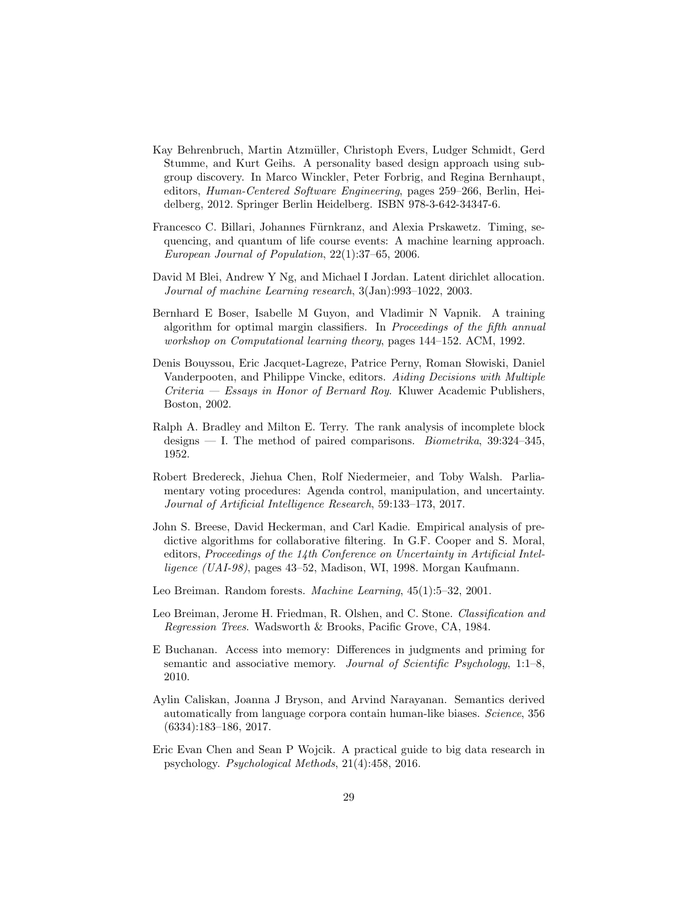Kay Behrenbruch, Martin Atzmüller, Christoph Evers, Ludger Schmidt, Gerd Stumme, and Kurt Geihs. A personality based design approach using subgroup discovery. In Marco Winckler, Peter Forbrig, and Regina Bernhaupt, editors, *Human-Centered Software Engineering*, pages 259–266, Berlin, Heidelberg, 2012. Springer Berlin Heidelberg. ISBN 978-3-642-34347-6.

Francesco C. Billari, Johannes Fürnkranz, and Alexia Prskawetz. Timing, sequencing, and quantum of life course events: A machine learning approach. *European Journal of Population*, 22(1):37–65, 2006.

David M Blei, Andrew Y Ng, and Michael I Jordan. Latent dirichlet allocation. *Journal of machine Learning research*, 3(Jan):993–1022, 2003.

Bernhard E Boser, Isabelle M Guyon, and Vladimir N Vapnik. A training algorithm for optimal margin classifiers. In *Proceedings of the fifth annual workshop on Computational learning theory*, pages 144–152. ACM, 1992.

Denis Bouyssou, Eric Jacquet-Lagreze, Patrice Perny, Roman Słowiski, Daniel Vanderpooten, and Philippe Vincke, editors. *Aiding Decisions with Multiple Criteria — Essays in Honor of Bernard Roy*. Kluwer Academic Publishers, Boston, 2002.

Ralph A. Bradley and Milton E. Terry. The rank analysis of incomplete block designs — I. The method of paired comparisons. *Biometrika*, 39:324–345, 1952.

Robert Bredereck, Jiehua Chen, Rolf Niedermeier, and Toby Walsh. Parliamentary voting procedures: Agenda control, manipulation, and uncertainty. *Journal of Artificial Intelligence Research*, 59:133–173, 2017.

John S. Breese, David Heckerman, and Carl Kadie. Empirical analysis of predictive algorithms for collaborative filtering. In G.F. Cooper and S. Moral, editors, *Proceedings of the 14th Conference on Uncertainty in Artificial Intelligence (UAI-98)*, pages 43–52, Madison, WI, 1998. Morgan Kaufmann.

Leo Breiman. Random forests. *Machine Learning*, 45(1):5–32, 2001.

Leo Breiman, Jerome H. Friedman, R. Olshen, and C. Stone. *Classification and Regression Trees*. Wadsworth & Brooks, Pacific Grove, CA, 1984.

E Buchanan. Access into memory: Differences in judgments and priming for semantic and associative memory. *Journal of Scientific Psychology*, 1:1–8, 2010.

Aylin Caliskan, Joanna J Bryson, and Arvind Narayanan. Semantics derived automatically from language corpora contain human-like biases. *Science*, 356 (6334):183–186, 2017.

Eric Evan Chen and Sean P Wojcik. A practical guide to big data research in psychology. *Psychological Methods*, 21(4):458, 2016.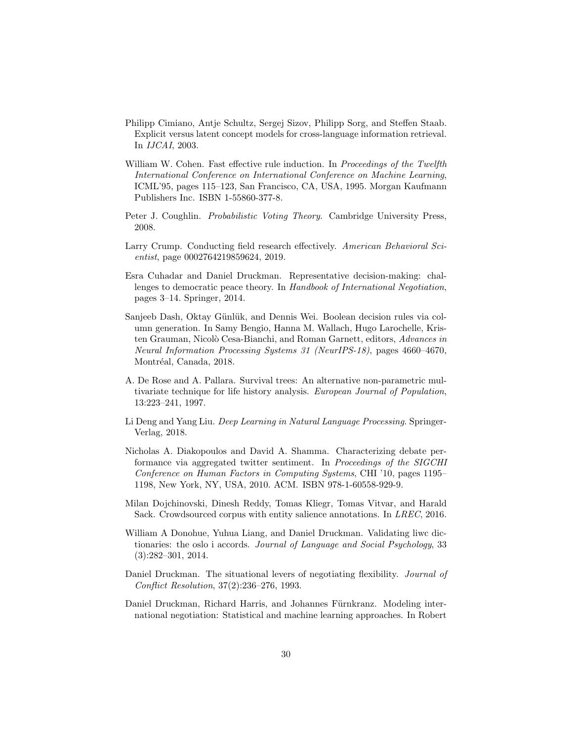Philipp Cimiano, Antje Schultz, Sergej Sizov, Philipp Sorg, and Steffen Staab. Explicit versus latent concept models for cross-language information retrieval. In *IJCAI*, 2003.

William W. Cohen. Fast effective rule induction. In *Proceedings of the Twelfth International Conference on International Conference on Machine Learning*, ICML'95, pages 115–123, San Francisco, CA, USA, 1995. Morgan Kaufmann Publishers Inc. ISBN 1-55860-377-8.

Peter J. Coughlin. *Probabilistic Voting Theory*. Cambridge University Press, 2008.

Larry Crump. Conducting field research effectively. *American Behavioral Scientist*, page 0002764219859624, 2019.

Esra Cuhadar and Daniel Druckman. Representative decision-making: challenges to democratic peace theory. In *Handbook of International Negotiation*, pages 3–14. Springer, 2014.

Sanjeeb Dash, Oktay Günlük, and Dennis Wei. Boolean decision rules via column generation. In Samy Bengio, Hanna M. Wallach, Hugo Larochelle, Kristen Grauman, Nicolò Cesa-Bianchi, and Roman Garnett, editors, *Advances in Neural Information Processing Systems 31 (NeurIPS-18)*, pages 4660–4670, Montréal, Canada, 2018.

A. De Rose and A. Pallara. Survival trees: An alternative non-parametric multivariate technique for life history analysis. *European Journal of Population*, 13:223–241, 1997.

Li Deng and Yang Liu. *Deep Learning in Natural Language Processing*. Springer-Verlag, 2018.

Nicholas A. Diakopoulos and David A. Shamma. Characterizing debate performance via aggregated twitter sentiment. In *Proceedings of the SIGCHI Conference on Human Factors in Computing Systems*, CHI '10, pages 1195–1198, New York, NY, USA, 2010. ACM. ISBN 978-1-60558-929-9.

Milan Dojchinovski, Dinesh Reddy, Tomas Kliegr, Tomas Vitvar, and Harald Sack. Crowdsourced corpus with entity salience annotations. In *LREC*, 2016.

William A Donohue, Yuhua Liang, and Daniel Druckman. Validating liwc dictionaries: the oslo i accords. *Journal of Language and Social Psychology*, 33 (3):282–301, 2014.

Daniel Druckman. The situational levers of negotiating flexibility. *Journal of Conflict Resolution*, 37(2):236–276, 1993.

Daniel Druckman, Richard Harris, and Johannes Fürnkranz. Modeling international negotiation: Statistical and machine learning approaches. In Robert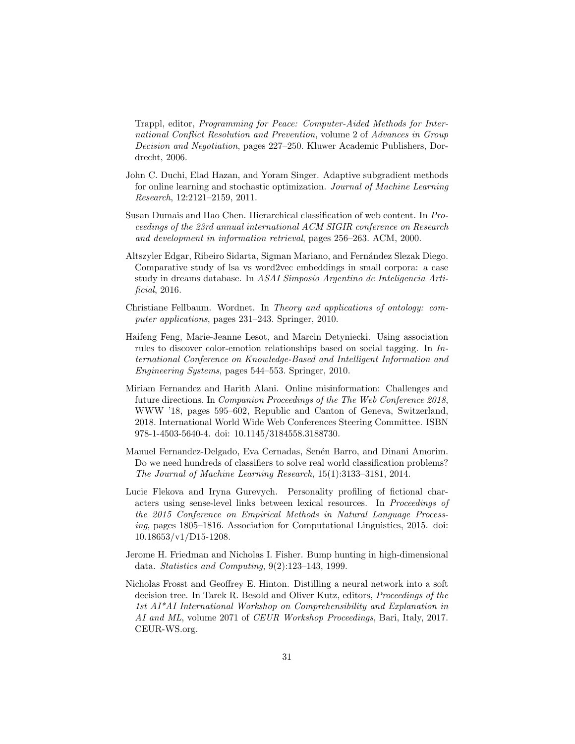Trappl, editor, *Programming for Peace: Computer-Aided Methods for International Conflict Resolution and Prevention*, volume 2 of *Advances in Group Decision and Negotiation*, pages 227–250. Kluwer Academic Publishers, Dordrecht, 2006.

John C. Duchi, Elad Hazan, and Yoram Singer. Adaptive subgradient methods for online learning and stochastic optimization. *Journal of Machine Learning Research*, 12:2121–2159, 2011.

Susan Dumais and Hao Chen. Hierarchical classification of web content. In *Proceedings of the 23rd annual international ACM SIGIR conference on Research and development in information retrieval*, pages 256–263. ACM, 2000.

Altszyler Edgar, Ribeiro Sidarta, Sigman Mariano, and Fernández Slezak Diego. Comparative study of lsa vs word2vec embeddings in small corpora: a case study in dreams database. In *ASAI Simposio Argentino de Inteligencia Artificial*, 2016.

Christiane Fellbaum. Wordnet. In *Theory and applications of ontology: computer applications*, pages 231–243. Springer, 2010.

Haifeng Feng, Marie-Jeanne Lesot, and Marcin Detyniecki. Using association rules to discover color-emotion relationships based on social tagging. In *International Conference on Knowledge-Based and Intelligent Information and Engineering Systems*, pages 544–553. Springer, 2010.

Miriam Fernandez and Harith Alani. Online misinformation: Challenges and future directions. In *Companion Proceedings of the The Web Conference 2018*, WWW '18, pages 595–602, Republic and Canton of Geneva, Switzerland, 2018. International World Wide Web Conferences Steering Committee. ISBN 978-1-4503-5640-4. doi: 10.1145/3184558.3188730.

Manuel Fernandez-Delgado, Eva Cernadas, Senén Barro, and Dinani Amorim. Do we need hundreds of classifiers to solve real world classification problems? *The Journal of Machine Learning Research*, 15(1):3133–3181, 2014.

Lucie Flekova and Iryna Gurevych. Personality profiling of fictional characters using sense-level links between lexical resources. In *Proceedings of the 2015 Conference on Empirical Methods in Natural Language Processing*, pages 1805–1816. Association for Computational Linguistics, 2015. doi: 10.18653/v1/D15-1208.

Jerome H. Friedman and Nicholas I. Fisher. Bump hunting in high-dimensional data. *Statistics and Computing*, 9(2):123–143, 1999.

Nicholas Frosst and Geoffrey E. Hinton. Distilling a neural network into a soft decision tree. In Tarek R. Besold and Oliver Kutz, editors, *Proceedings of the 1st AI*AI International Workshop on Comprehensibility and Explanation in AI and ML*, volume 2071 of *CEUR Workshop Proceedings*, Bari, Italy, 2017. CEUR-WS.org.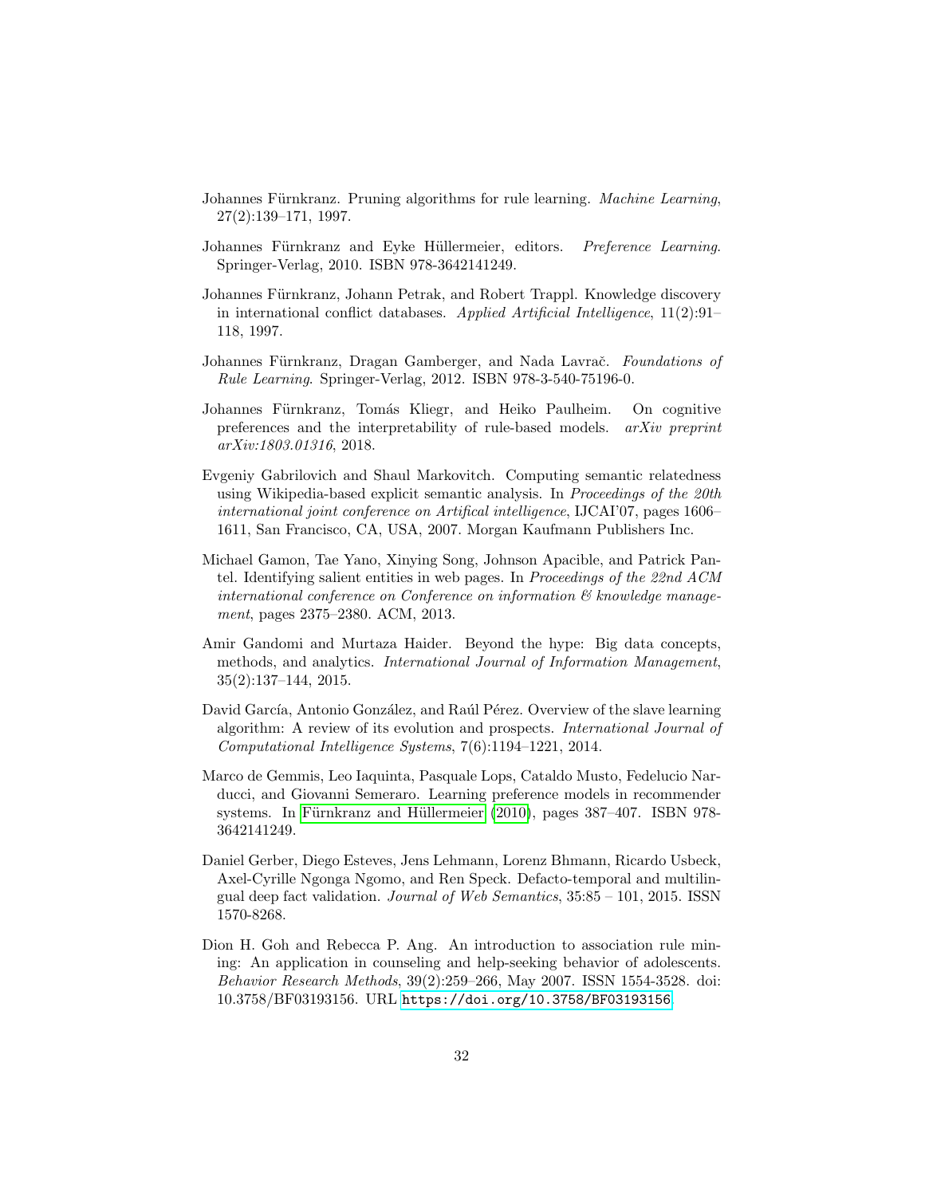Johannes Fürnkranz. Pruning algorithms for rule learning. *Machine Learning*, 27(2):139–171, 1997.

Johannes Fürnkranz and Eyke Hüllermeier, editors. *Preference Learning*. Springer-Verlag, 2010. ISBN 978-3642141249.

Johannes Fürnkranz, Johann Petrak, and Robert Trappl. Knowledge discovery in international conflict databases. *Applied Artificial Intelligence*, 11(2):91–118, 1997.

Johannes Fürnkranz, Dragan Gamberger, and Nada Lavrač. *Foundations of Rule Learning*. Springer-Verlag, 2012. ISBN 978-3-540-75196-0.

Johannes Fürnkranz, Tomás Kliegr, and Heiko Paulheim. On cognitive preferences and the interpretability of rule-based models. *arXiv preprint arXiv:1803.01316*, 2018.

Evgeniy Gabrilovich and Shaul Markovitch. Computing semantic relatedness using Wikipedia-based explicit semantic analysis. In *Proceedings of the 20th international joint conference on Artifical intelligence*, IJCAI'07, pages 1606–1611, San Francisco, CA, USA, 2007. Morgan Kaufmann Publishers Inc.

Michael Gamon, Tae Yano, Xinying Song, Johnson Apacible, and Patrick Pantel. Identifying salient entities in web pages. In *Proceedings of the 22nd ACM international conference on Conference on information & knowledge management*, pages 2375–2380. ACM, 2013.

Amir Gandomi and Murtaza Haider. Beyond the hype: Big data concepts, methods, and analytics. *International Journal of Information Management*, 35(2):137–144, 2015.

David García, Antonio González, and Raúl Pérez. Overview of the slave learning algorithm: A review of its evolution and prospects. *International Journal of Computational Intelligence Systems*, 7(6):1194–1221, 2014.

Marco de Gemmis, Leo Iaquinta, Pasquale Lops, Cataldo Musto, Fedelucio Narducci, and Giovanni Semeraro. Learning preference models in recommender systems. In Fürnkranz and Hüllermeier (2010), pages 387–407. ISBN 978-3642141249.

Daniel Gerber, Diego Esteves, Jens Lehmann, Lorenz Bhmann, Ricardo Usbeck, Axel-Cyrille Ngonga Ngomo, and Ren Speck. Defacto-temporal and multilingual deep fact validation. *Journal of Web Semantics*, 35:85 – 101, 2015. ISSN 1570-8268.

Dion H. Goh and Rebecca P. Ang. An introduction to association rule mining: An application in counseling and help-seeking behavior of adolescents. *Behavior Research Methods*, 39(2):259–266, May 2007. ISSN 1554-3528. doi: 10.3758/BF03193156. URL https://doi.org/10.3758/BF03193156.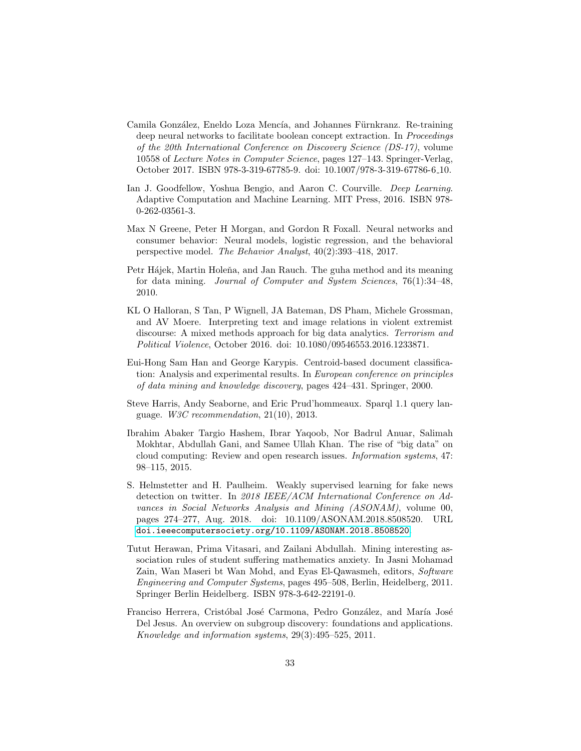Camila González, Eneldo Loza Mencía, and Johannes Fürnkranz. Re-training deep neural networks to facilitate boolean concept extraction. In *Proceedings of the 20th International Conference on Discovery Science (DS-17)*, volume 10558 of *Lecture Notes in Computer Science*, pages 127–143. Springer-Verlag, October 2017. ISBN 978-3-319-67785-9. doi: 10.1007/978-3-319-67786-6_10.

Ian J. Goodfellow, Yoshua Bengio, and Aaron C. Courville. *Deep Learning*. Adaptive Computation and Machine Learning. MIT Press, 2016. ISBN 978-0-262-03561-3.

Max N Greene, Peter H Morgan, and Gordon R Foxall. Neural networks and consumer behavior: Neural models, logistic regression, and the behavioral perspective model. *The Behavior Analyst*, 40(2):393–418, 2017.

Petr Hájek, Martin Holeňa, and Jan Rauch. The guha method and its meaning for data mining. *Journal of Computer and System Sciences*, 76(1):34–48, 2010.

KL O Halloran, S Tan, P Wignell, JA Bateman, DS Pham, Michele Grossman, and AV Moere. Interpreting text and image relations in violent extremist discourse: A mixed methods approach for big data analytics. *Terrorism and Political Violence*, October 2016. doi: 10.1080/09546553.2016.1233871.

Eui-Hong Sam Han and George Karypis. Centroid-based document classification: Analysis and experimental results. In *European conference on principles of data mining and knowledge discovery*, pages 424–431. Springer, 2000.

Steve Harris, Andy Seaborne, and Eric Prud'hommeaux. Sparql 1.1 query language. *W3C recommendation*, 21(10), 2013.

Ibrahim Abaker Targio Hashem, Ibrar Yaqoob, Nor Badrul Anuar, Salimah Mokhtar, Abdullah Gani, and Samee Ullah Khan. The rise of "big data" on cloud computing: Review and open research issues. *Information systems*, 47: 98–115, 2015.

S. Helmstetter and H. Paulheim. Weakly supervised learning for fake news detection on twitter. In *2018 IEEE/ACM International Conference on Advances in Social Networks Analysis and Mining (ASONAM)*, volume 00, pages 274–277, Aug. 2018. doi: 10.1109/ASONAM.2018.8508520. URL `doi.ieeecomputersociety.org/10.1109/ASONAM.2018.8508520`.

Tutut Herawan, Prima Vitasari, and Zailani Abdullah. Mining interesting association rules of student suffering mathematics anxiety. In Jasni Mohamad Zain, Wan Maseri bt Wan Mohd, and Eyas El-Qawasmeh, editors, *Software Engineering and Computer Systems*, pages 495–508, Berlin, Heidelberg, 2011. Springer Berlin Heidelberg. ISBN 978-3-642-22191-0.

Francisco Herrera, Cristóbal José Carmona, Pedro González, and María José Del Jesus. An overview on subgroup discovery: foundations and applications. *Knowledge and information systems*, 29(3):495–525, 2011.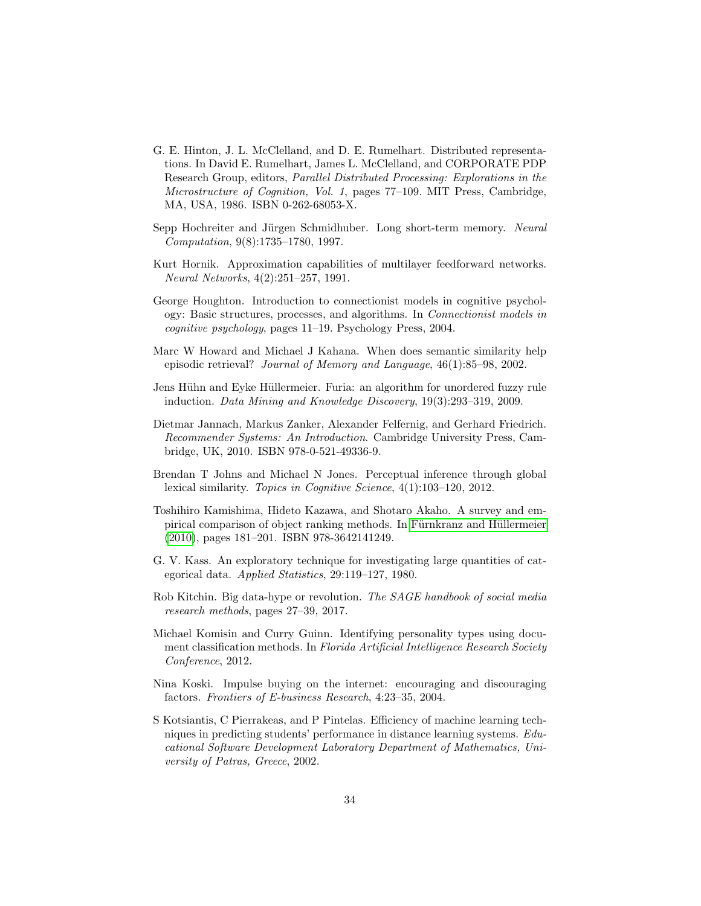G. E. Hinton, J. L. McClelland, and D. E. Rumelhart. Distributed representations. In David E. Rumelhart, James L. McClelland, and CORPORATE PDP Research Group, editors, *Parallel Distributed Processing: Explorations in the Microstructure of Cognition, Vol. 1*, pages 77–109. MIT Press, Cambridge, MA, USA, 1986. ISBN 0-262-68053-X.

Sepp Hochreiter and Jürgen Schmidhuber. Long short-term memory. *Neural Computation*, 9(8):1735–1780, 1997.

Kurt Hornik. Approximation capabilities of multilayer feedforward networks. *Neural Networks*, 4(2):251–257, 1991.

George Houghton. Introduction to connectionist models in cognitive psychology: Basic structures, processes, and algorithms. In *Connectionist models in cognitive psychology*, pages 11–19. Psychology Press, 2004.

Marc W Howard and Michael J Kahana. When does semantic similarity help episodic retrieval? *Journal of Memory and Language*, 46(1):85–98, 2002.

Jens Hühn and Eyke Hüllermeier. Furia: an algorithm for unordered fuzzy rule induction. *Data Mining and Knowledge Discovery*, 19(3):293–319, 2009.

Dietmar Jannach, Markus Zanker, Alexander Felfernig, and Gerhard Friedrich. *Recommender Systems: An Introduction*. Cambridge University Press, Cambridge, UK, 2010. ISBN 978-0-521-49336-9.

Brendan T Johns and Michael N Jones. Perceptual inference through global lexical similarity. *Topics in Cognitive Science*, 4(1):103–120, 2012.

Toshihiro Kamishima, Hideto Kazawa, and Shotaro Akaho. A survey and empirical comparison of object ranking methods. In Fürnkranz and Hüllermeier (2010), pages 181–201. ISBN 978-3642141249.

G. V. Kass. An exploratory technique for investigating large quantities of categorical data. *Applied Statistics*, 29:119–127, 1980.

Rob Kitchin. Big data-hype or revolution. *The SAGE handbook of social media research methods*, pages 27–39, 2017.

Michael Komisin and Curry Guinn. Identifying personality types using document classification methods. In *Florida Artificial Intelligence Research Society Conference*, 2012.

Nina Koski. Impulse buying on the internet: encouraging and discouraging factors. *Frontiers of E-business Research*, 4:23–35, 2004.

S Kotsiantis, C Pierrakeas, and P Pintelas. Efficiency of machine learning techniques in predicting students' performance in distance learning systems. *Educational Software Development Laboratory Department of Mathematics, University of Patras, Greece*, 2002.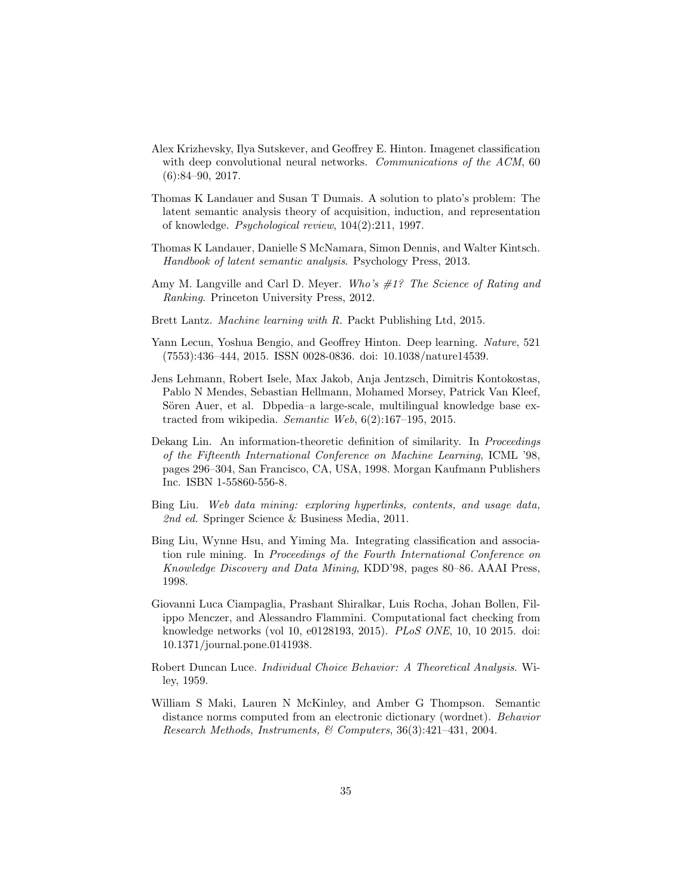Alex Krizhevsky, Ilya Sutskever, and Geoffrey E. Hinton. Imagenet classification with deep convolutional neural networks. *Communications of the ACM*, 60 (6):84–90, 2017.

Thomas K Landauer and Susan T Dumais. A solution to plato's problem: The latent semantic analysis theory of acquisition, induction, and representation of knowledge. *Psychological review*, 104(2):211, 1997.

Thomas K Landauer, Danielle S McNamara, Simon Dennis, and Walter Kintsch. *Handbook of latent semantic analysis*. Psychology Press, 2013.

Amy M. Langville and Carl D. Meyer. *Who's #1? The Science of Rating and Ranking*. Princeton University Press, 2012.

Brett Lantz. *Machine learning with R*. Packt Publishing Ltd, 2015.

Yann Lecun, Yoshua Bengio, and Geoffrey Hinton. Deep learning. *Nature*, 521 (7553):436–444, 2015. ISSN 0028-0836. doi: 10.1038/nature14539.

Jens Lehmann, Robert Isele, Max Jakob, Anja Jentzsch, Dimitris Kontokostas, Pablo N Mendes, Sebastian Hellmann, Mohamed Morsey, Patrick Van Kleef, Sören Auer, et al. Dbpedia–a large-scale, multilingual knowledge base extracted from wikipedia. *Semantic Web*, 6(2):167–195, 2015.

Dekang Lin. An information-theoretic definition of similarity. In *Proceedings of the Fifteenth International Conference on Machine Learning*, ICML '98, pages 296–304, San Francisco, CA, USA, 1998. Morgan Kaufmann Publishers Inc. ISBN 1-55860-556-8.

Bing Liu. *Web data mining: exploring hyperlinks, contents, and usage data, 2nd ed.* Springer Science & Business Media, 2011.

Bing Liu, Wynne Hsu, and Yiming Ma. Integrating classification and association rule mining. In *Proceedings of the Fourth International Conference on Knowledge Discovery and Data Mining*, KDD'98, pages 80–86. AAAI Press, 1998.

Giovanni Luca Ciampaglia, Prashant Shiralkar, Luis Rocha, Johan Bollen, Filippo Menczer, and Alessandro Flammini. Computational fact checking from knowledge networks (vol 10, e0128193, 2015). *PLoS ONE*, 10, 10 2015. doi: 10.1371/journal.pone.0141938.

Robert Duncan Luce. *Individual Choice Behavior: A Theoretical Analysis*. Wiley, 1959.

William S Maki, Lauren N McKinley, and Amber G Thompson. Semantic distance norms computed from an electronic dictionary (wordnet). *Behavior Research Methods, Instruments, & Computers*, 36(3):421–431, 2004.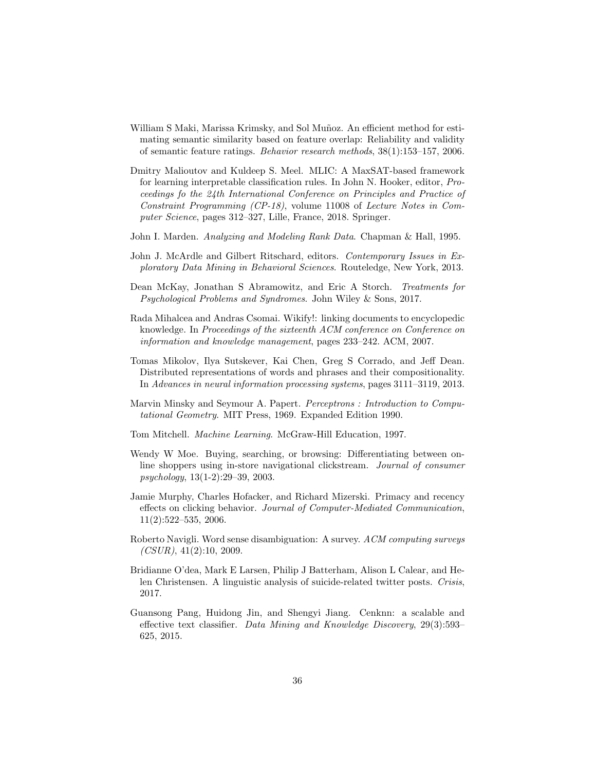William S Maki, Marissa Krimsky, and Sol Muñoz. An efficient method for estimating semantic similarity based on feature overlap: Reliability and validity of semantic feature ratings. *Behavior research methods*, 38(1):153–157, 2006.

Dmitry Malioutov and Kuldeep S. Meel. MLIC: A MaxSAT-based framework for learning interpretable classification rules. In John N. Hooker, editor, *Proceedings fo the 24th International Conference on Principles and Practice of Constraint Programming (CP-18)*, volume 11008 of *Lecture Notes in Computer Science*, pages 312–327, Lille, France, 2018. Springer.

John I. Marden. *Analyzing and Modeling Rank Data*. Chapman & Hall, 1995.

John J. McArdle and Gilbert Ritschard, editors. *Contemporary Issues in Exploratory Data Mining in Behavioral Sciences*. Routeledge, New York, 2013.

Dean McKay, Jonathan S Abramowitz, and Eric A Storch. *Treatments for Psychological Problems and Syndromes*. John Wiley & Sons, 2017.

Rada Mihalcea and Andras Csomai. Wikify!: linking documents to encyclopedic knowledge. In *Proceedings of the sixteenth ACM conference on Conference on information and knowledge management*, pages 233–242. ACM, 2007.

Tomas Mikolov, Ilya Sutskever, Kai Chen, Greg S Corrado, and Jeff Dean. Distributed representations of words and phrases and their compositionality. In *Advances in neural information processing systems*, pages 3111–3119, 2013.

Marvin Minsky and Seymour A. Papert. *Perceptrons : Introduction to Computational Geometry*. MIT Press, 1969. Expanded Edition 1990.

Tom Mitchell. *Machine Learning*. McGraw-Hill Education, 1997.

Wendy W Moe. Buying, searching, or browsing: Differentiating between online shoppers using in-store navigational clickstream. *Journal of consumer psychology*, 13(1-2):29–39, 2003.

Jamie Murphy, Charles Hofacker, and Richard Mizerski. Primacy and recency effects on clicking behavior. *Journal of Computer-Mediated Communication*, 11(2):522–535, 2006.

Roberto Navigli. Word sense disambiguation: A survey. *ACM computing surveys (CSUR)*, 41(2):10, 2009.

Bridianne O'dea, Mark E Larsen, Philip J Batterham, Alison L Calear, and Helen Christensen. A linguistic analysis of suicide-related twitter posts. *Crisis*, 2017.

Guansong Pang, Huidong Jin, and Shengyi Jiang. Cenknn: a scalable and effective text classifier. *Data Mining and Knowledge Discovery*, 29(3):593–625, 2015.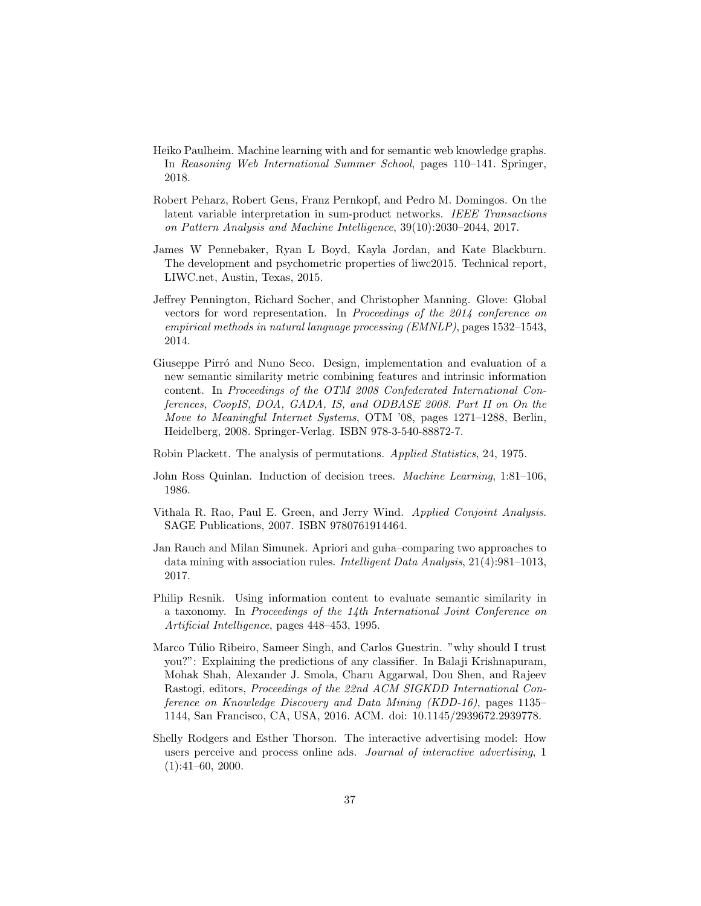Heiko Paulheim. Machine learning with and for semantic web knowledge graphs. In *Reasoning Web International Summer School*, pages 110–141. Springer, 2018.

Robert Peharz, Robert Gens, Franz Pernkopf, and Pedro M. Domingos. On the latent variable interpretation in sum-product networks. *IEEE Transactions on Pattern Analysis and Machine Intelligence*, 39(10):2030–2044, 2017.

James W Pennebaker, Ryan L Boyd, Kayla Jordan, and Kate Blackburn. The development and psychometric properties of liwc2015. Technical report, LIWC.net, Austin, Texas, 2015.

Jeffrey Pennington, Richard Socher, and Christopher Manning. Glove: Global vectors for word representation. In *Proceedings of the 2014 conference on empirical methods in natural language processing (EMNLP)*, pages 1532–1543, 2014.

Giuseppe Pirró and Nuno Seco. Design, implementation and evaluation of a new semantic similarity metric combining features and intrinsic information content. In *Proceedings of the OTM 2008 Confederated International Conferences, CoopIS, DOA, GADA, IS, and ODBASE 2008. Part II on On the Move to Meaningful Internet Systems*, OTM '08, pages 1271–1288, Berlin, Heidelberg, 2008. Springer-Verlag. ISBN 978-3-540-88872-7.

Robin Plackett. The analysis of permutations. *Applied Statistics*, 24, 1975.

John Ross Quinlan. Induction of decision trees. *Machine Learning*, 1:81–106, 1986.

Vithala R. Rao, Paul E. Green, and Jerry Wind. *Applied Conjoint Analysis*. SAGE Publications, 2007. ISBN 9780761914464.

Jan Rauch and Milan Simunek. Apriori and guha–comparing two approaches to data mining with association rules. *Intelligent Data Analysis*, 21(4):981–1013, 2017.

Philip Resnik. Using information content to evaluate semantic similarity in a taxonomy. In *Proceedings of the 14th International Joint Conference on Artificial Intelligence*, pages 448–453, 1995.

Marco Túlio Ribeiro, Sameer Singh, and Carlos Guestrin. "why should I trust you?": Explaining the predictions of any classifier. In Balaji Krishnapuram, Mohak Shah, Alexander J. Smola, Charu Aggarwal, Dou Shen, and Rajeev Rastogi, editors, *Proceedings of the 22nd ACM SIGKDD International Conference on Knowledge Discovery and Data Mining (KDD-16)*, pages 1135–1144, San Francisco, CA, USA, 2016. ACM. doi: 10.1145/2939672.2939778.

Shelly Rodgers and Esther Thorson. The interactive advertising model: How users perceive and process online ads. *Journal of interactive advertising*, 1 (1):41–60, 2000.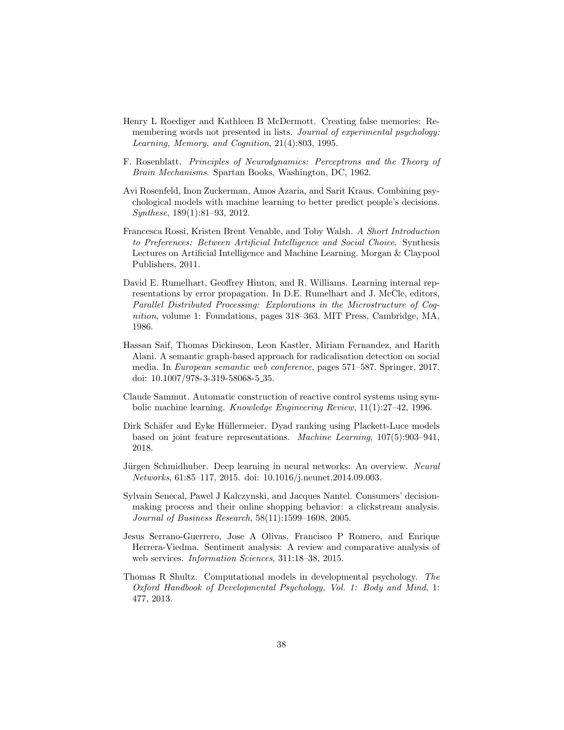Henry L Roediger and Kathleen B McDermott. Creating false memories: Remembering words not presented in lists. *Journal of experimental psychology: Learning, Memory, and Cognition*, 21(4):803, 1995.

F. Rosenblatt. *Principles of Neurodynamics: Perceptrons and the Theory of Brain Mechanisms*. Spartan Books, Washington, DC, 1962.

Avi Rosenfeld, Inon Zuckerman, Amos Azaria, and Sarit Kraus. Combining psychological models with machine learning to better predict people's decisions. *Synthese*, 189(1):81–93, 2012.

Francesca Rossi, Kristen Brent Venable, and Toby Walsh. *A Short Introduction to Preferences: Between Artificial Intelligence and Social Choice*. Synthesis Lectures on Artificial Intelligence and Machine Learning. Morgan & Claypool Publishers, 2011.

David E. Rumelhart, Geoffrey Hinton, and R. Williams. Learning internal representations by error propagation. In D.E. Rumelhart and J. McCle, editors, *Parallel Distributed Processing: Explorations in the Microstructure of Cognition*, volume 1: Foundations, pages 318–363. MIT Press, Cambridge, MA, 1986.

Hassan Saif, Thomas Dickinson, Leon Kastler, Miriam Fernandez, and Harith Alani. A semantic graph-based approach for radicalisation detection on social media. In *European semantic web conference*, pages 571–587. Springer, 2017. doi: 10.1007/978-3-319-58068-5_35.

Claude Sammut. Automatic construction of reactive control systems using symbolic machine learning. *Knowledge Engineering Review*, 11(1):27–42, 1996.

Dirk Schäfer and Eyke Hüllermeier. Dyad ranking using Plackett-Luce models based on joint feature representations. *Machine Learning*, 107(5):903–941, 2018.

Jürgen Schmidhuber. Deep learning in neural networks: An overview. *Neural Networks*, 61:85–117, 2015. doi: 10.1016/j.neunet.2014.09.003.

Sylvain Senecal, Pawel J Kalczynski, and Jacques Nantel. Consumers' decision-making process and their online shopping behavior: a clickstream analysis. *Journal of Business Research*, 58(11):1599–1608, 2005.

Jesus Serrano-Guerrero, Jose A Olivas, Francisco P Romero, and Enrique Herrera-Viedma. Sentiment analysis: A review and comparative analysis of web services. *Information Sciences*, 311:18–38, 2015.

Thomas R Shultz. Computational models in developmental psychology. *The Oxford Handbook of Developmental Psychology, Vol. 1: Body and Mind*, 1: 477, 2013.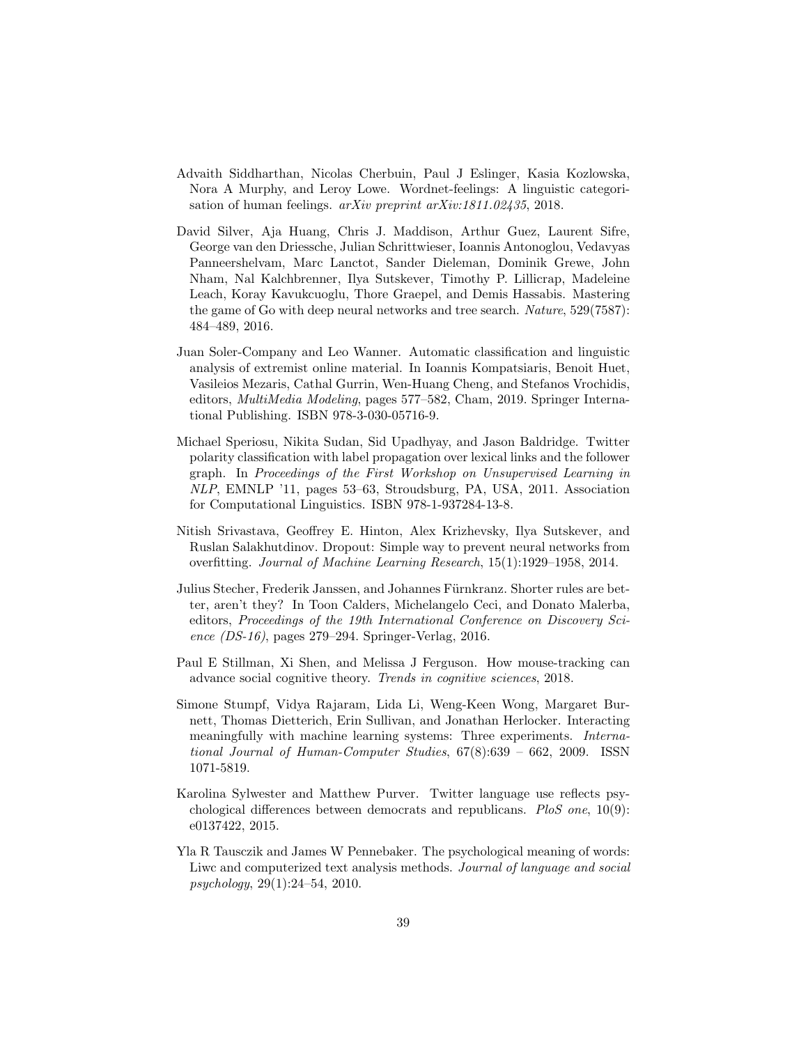Advaith Siddharthan, Nicolas Cherbuin, Paul J Eslinger, Kasia Kozlowska, Nora A Murphy, and Leroy Lowe. Wordnet-feelings: A linguistic categorisation of human feelings. *arXiv preprint arXiv:1811.02435*, 2018.

David Silver, Aja Huang, Chris J. Maddison, Arthur Guez, Laurent Sifre, George van den Driessche, Julian Schrittwieser, Ioannis Antonoglou, Vedavyas Panneershelvam, Marc Lanctot, Sander Dieleman, Dominik Grewe, John Nham, Nal Kalchbrenner, Ilya Sutskever, Timothy P. Lillicrap, Madeleine Leach, Koray Kavukcuoglu, Thore Graepel, and Demis Hassabis. Mastering the game of Go with deep neural networks and tree search. *Nature*, 529(7587): 484–489, 2016.

Juan Soler-Company and Leo Wanner. Automatic classification and linguistic analysis of extremist online material. In Ioannis Kompatsiaris, Benoit Huet, Vasileios Mezaris, Cathal Gurrin, Wen-Huang Cheng, and Stefanos Vrochidis, editors, *MultiMedia Modeling*, pages 577–582, Cham, 2019. Springer International Publishing. ISBN 978-3-030-05716-9.

Michael Speriosu, Nikita Sudan, Sid Upadhyay, and Jason Baldridge. Twitter polarity classification with label propagation over lexical links and the follower graph. In *Proceedings of the First Workshop on Unsupervised Learning in NLP*, EMNLP '11, pages 53–63, Stroudsburg, PA, USA, 2011. Association for Computational Linguistics. ISBN 978-1-937284-13-8.

Nitish Srivastava, Geoffrey E. Hinton, Alex Krizhevsky, Ilya Sutskever, and Ruslan Salakhutdinov. Dropout: Simple way to prevent neural networks from overfitting. *Journal of Machine Learning Research*, 15(1):1929–1958, 2014.

Julius Stecher, Frederik Janssen, and Johannes Fürnkranz. Shorter rules are better, aren't they? In Toon Calders, Michelangelo Ceci, and Donato Malerba, editors, *Proceedings of the 19th International Conference on Discovery Science (DS-16)*, pages 279–294. Springer-Verlag, 2016.

Paul E Stillman, Xi Shen, and Melissa J Ferguson. How mouse-tracking can advance social cognitive theory. *Trends in cognitive sciences*, 2018.

Simone Stumpf, Vidya Rajaram, Lida Li, Weng-Keen Wong, Margaret Burnett, Thomas Dietterich, Erin Sullivan, and Jonathan Herlocker. Interacting meaningfully with machine learning systems: Three experiments. *International Journal of Human-Computer Studies*, 67(8):639 – 662, 2009. ISSN 1071-5819.

Karolina Sylwester and Matthew Purver. Twitter language use reflects psychological differences between democrats and republicans. *PloS one*, 10(9): e0137422, 2015.

Yla R Tausczik and James W Pennebaker. The psychological meaning of words: Liwc and computerized text analysis methods. *Journal of language and social psychology*, 29(1):24–54, 2010.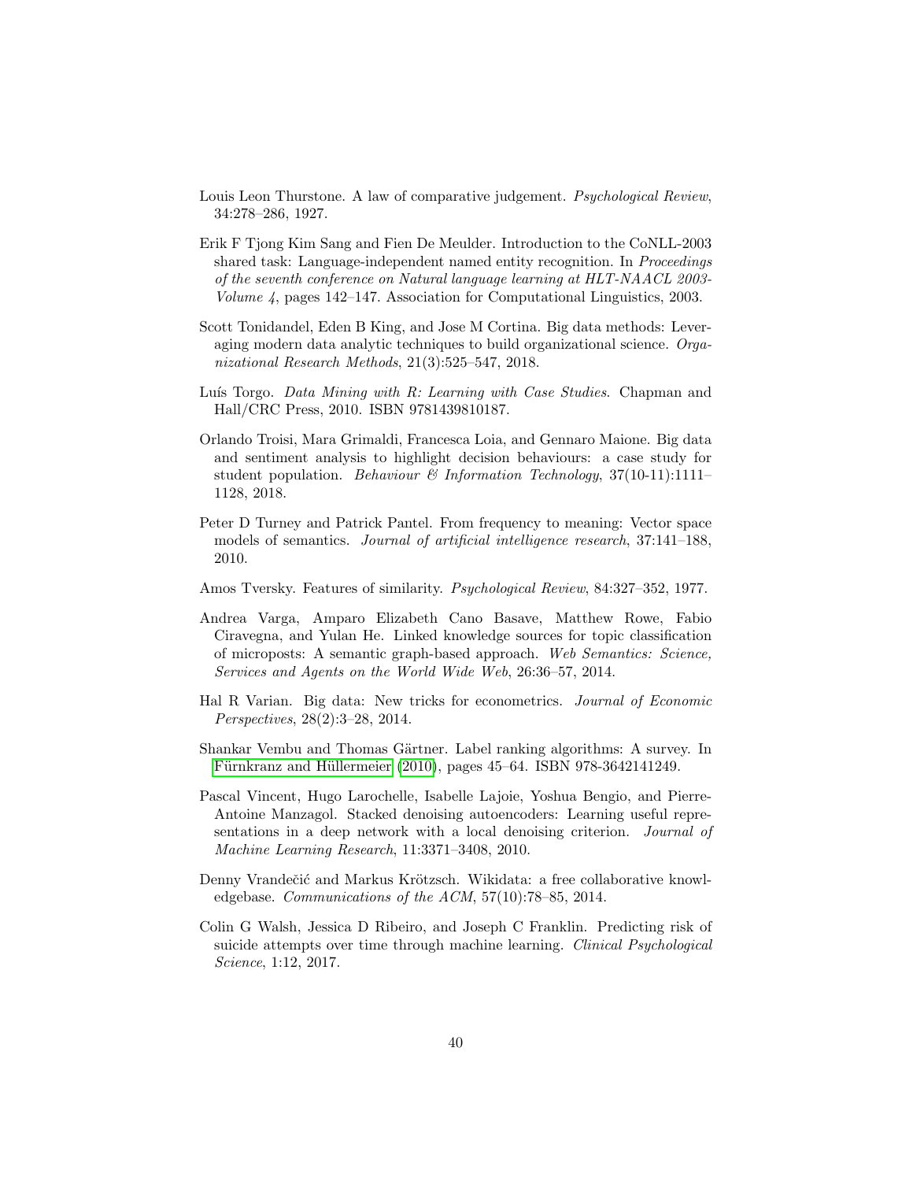Louis Leon Thurstone. A law of comparative judgement. *Psychological Review*, 34:278–286, 1927.

Erik F Tjong Kim Sang and Fien De Meulder. Introduction to the CoNLL-2003 shared task: Language-independent named entity recognition. In *Proceedings of the seventh conference on Natural language learning at HLT-NAACL 2003-Volume 4*, pages 142–147. Association for Computational Linguistics, 2003.

Scott Tonidandel, Eden B King, and Jose M Cortina. Big data methods: Leveraging modern data analytic techniques to build organizational science. *Organizational Research Methods*, 21(3):525–547, 2018.

Luís Torgo. *Data Mining with R: Learning with Case Studies*. Chapman and Hall/CRC Press, 2010. ISBN 9781439810187.

Orlando Troisi, Mara Grimaldi, Francesca Loia, and Gennaro Maione. Big data and sentiment analysis to highlight decision behaviours: a case study for student population. *Behaviour & Information Technology*, 37(10-11):1111–1128, 2018.

Peter D Turney and Patrick Pantel. From frequency to meaning: Vector space models of semantics. *Journal of artificial intelligence research*, 37:141–188, 2010.

Amos Tversky. Features of similarity. *Psychological Review*, 84:327–352, 1977.

Andrea Varga, Amparo Elizabeth Cano Basave, Matthew Rowe, Fabio Ciravegna, and Yulan He. Linked knowledge sources for topic classification of microposts: A semantic graph-based approach. *Web Semantics: Science, Services and Agents on the World Wide Web*, 26:36–57, 2014.

Hal R Varian. Big data: New tricks for econometrics. *Journal of Economic Perspectives*, 28(2):3–28, 2014.

Shankar Vembu and Thomas Gärtner. Label ranking algorithms: A survey. In Fürnkranz and Hüllermeier (2010), pages 45–64. ISBN 978-3642141249.

Pascal Vincent, Hugo Larochelle, Isabelle Lajoie, Yoshua Bengio, and Pierre-Antoine Manzagol. Stacked denoising autoencoders: Learning useful representations in a deep network with a local denoising criterion. *Journal of Machine Learning Research*, 11:3371–3408, 2010.

Denny Vrandečić and Markus Krötzsch. Wikidata: a free collaborative knowledgebase. *Communications of the ACM*, 57(10):78–85, 2014.

Colin G Walsh, Jessica D Ribeiro, and Joseph C Franklin. Predicting risk of suicide attempts over time through machine learning. *Clinical Psychological Science*, 1:12, 2017.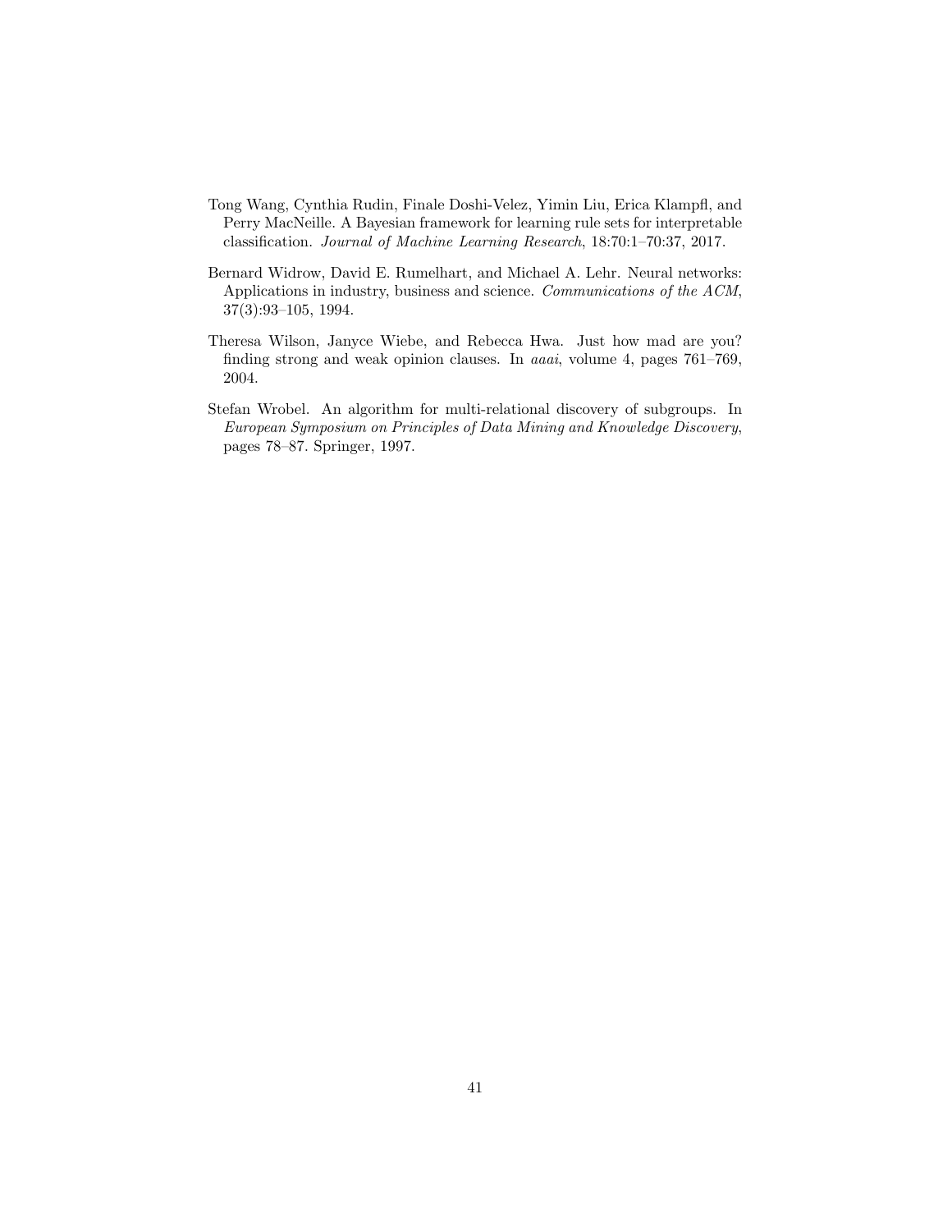Tong Wang, Cynthia Rudin, Finale Doshi-Velez, Yimin Liu, Erica Klampfl, and Perry MacNeille. A Bayesian framework for learning rule sets for interpretable classification. *Journal of Machine Learning Research*, 18:70:1–70:37, 2017.

Bernard Widrow, David E. Rumelhart, and Michael A. Lehr. Neural networks: Applications in industry, business and science. *Communications of the ACM*, 37(3):93–105, 1994.

Theresa Wilson, Janyce Wiebe, and Rebecca Hwa. Just how mad are you? finding strong and weak opinion clauses. In *aaai*, volume 4, pages 761–769, 2004.

Stefan Wrobel. An algorithm for multi-relational discovery of subgroups. In *European Symposium on Principles of Data Mining and Knowledge Discovery*, pages 78–87. Springer, 1997.